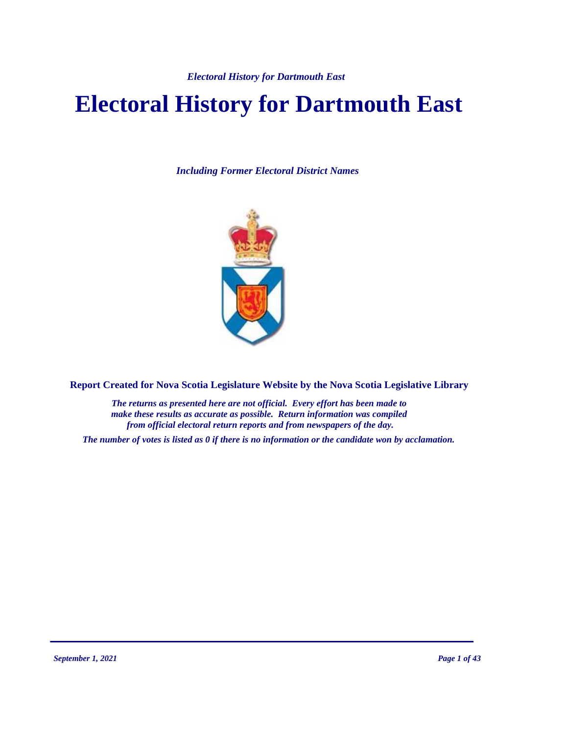# Electoral History for Dartmouth East

*Including Former Electoral District Names*

**Report Created for Nova Scotia Legislature Website by the Nova Scotia Legislative Library**

***The returns as presented here are not official. Every effort has been made to make these results as accurate as possible. Return information was compiled from official electoral return reports and from newspapers of the day.***

***The number of votes is listed as 0 if there is no information or the candidate won by acclamation.***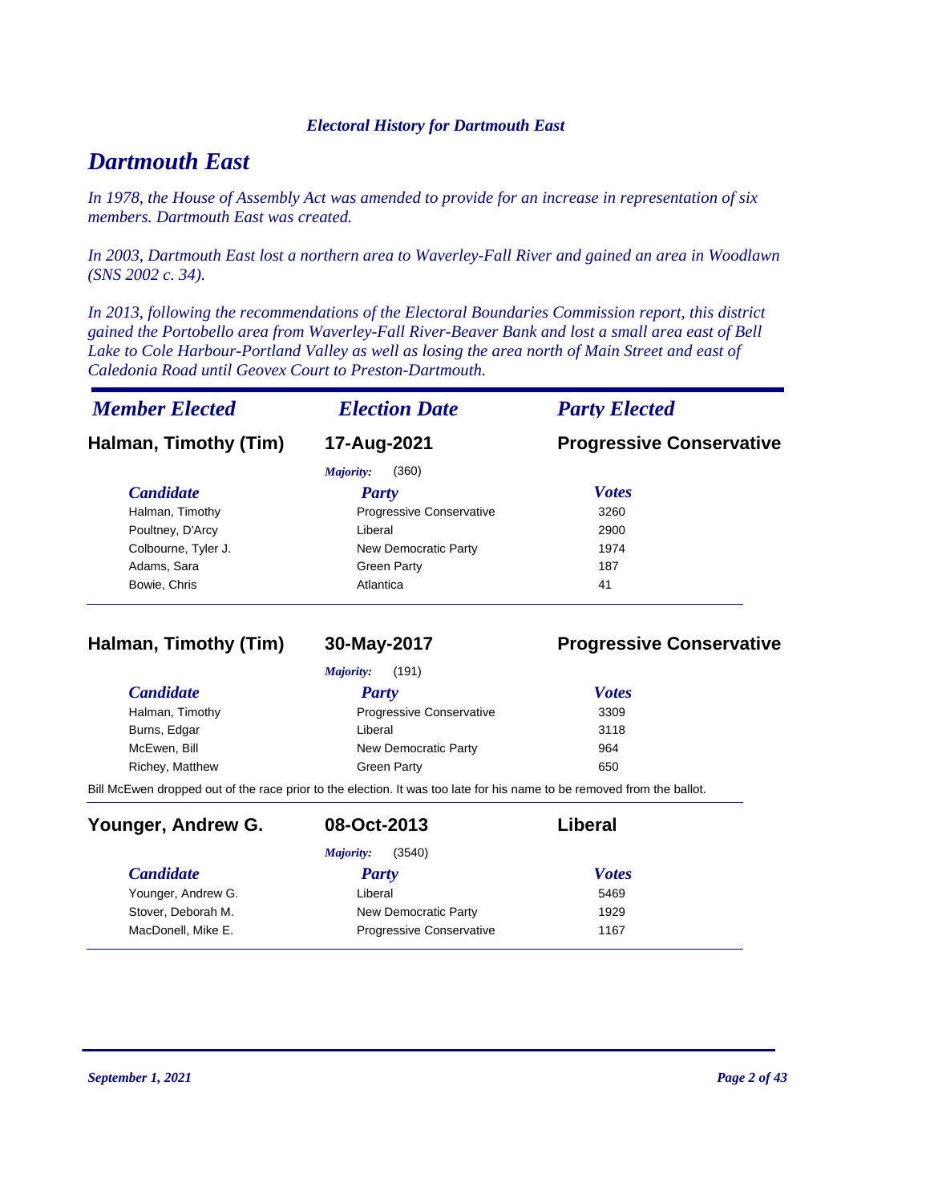*Electoral History for Dartmouth East*

# Dartmouth East

*In 1978, the House of Assembly Act was amended to provide for an increase in representation of six members. Dartmouth East was created.*

*In 2003, Dartmouth East lost a northern area to Waverley-Fall River and gained an area in Woodlawn (SNS 2002 c. 34).*

*In 2013, following the recommendations of the Electoral Boundaries Commission report, this district gained the Portobello area from Waverley-Fall River-Beaver Bank and lost a small area east of Bell Lake to Cole Harbour-Portland Valley as well as losing the area north of Main Street and east of Caledonia Road until Geovex Court to Preston-Dartmouth.*

| *Member Elected* | *Election Date* | *Party Elected* |
|---|---|---|

## Halman, Timothy (Tim) — 17-Aug-2021 — Progressive Conservative

*Majority:* (360)

| Candidate | Party | Votes |
|---|---|---|
| Halman, Timothy | Progressive Conservative | 3260 |
| Poultney, D'Arcy | Liberal | 2900 |
| Colbourne, Tyler J. | New Democratic Party | 1974 |
| Adams, Sara | Green Party | 187 |
| Bowie, Chris | Atlantica | 41 |

## Halman, Timothy (Tim) — 30-May-2017 — Progressive Conservative

*Majority:* (191)

| Candidate | Party | Votes |
|---|---|---|
| Halman, Timothy | Progressive Conservative | 3309 |
| Burns, Edgar | Liberal | 3118 |
| McEwen, Bill | New Democratic Party | 964 |
| Richey, Matthew | Green Party | 650 |

Bill McEwen dropped out of the race prior to the election. It was too late for his name to be removed from the ballot.

## Younger, Andrew G. — 08-Oct-2013 — Liberal

*Majority:* (3540)

| Candidate | Party | Votes |
|---|---|---|
| Younger, Andrew G. | Liberal | 5469 |
| Stover, Deborah M. | New Democratic Party | 1929 |
| MacDonell, Mike E. | Progressive Conservative | 1167 |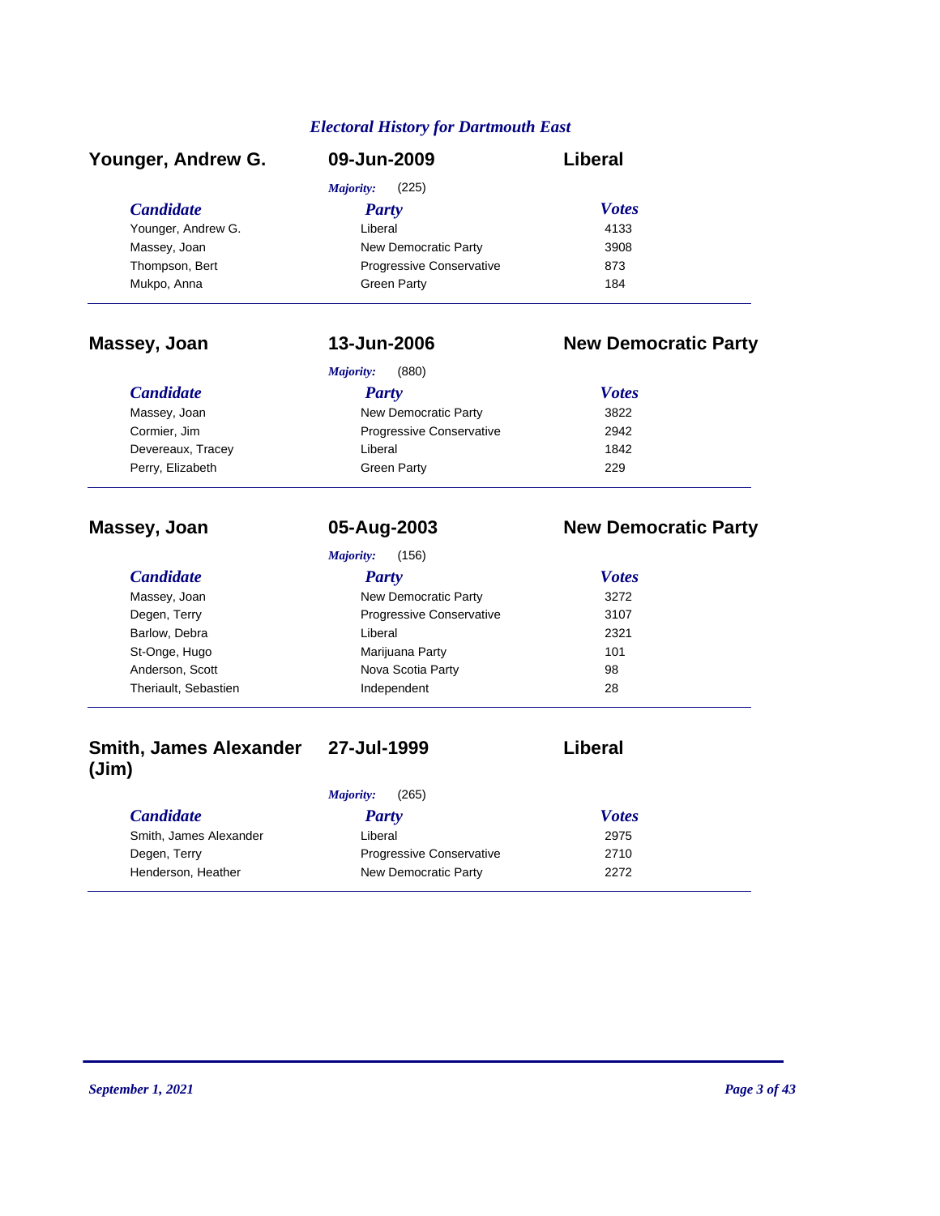## *Electoral History for Dartmouth East*

### Younger, Andrew G. — 09-Jun-2009 — Liberal

*Majority:* (225)

| *Candidate* | *Party* | *Votes* |
| --- | --- | --- |
| Younger, Andrew G. | Liberal | 4133 |
| Massey, Joan | New Democratic Party | 3908 |
| Thompson, Bert | Progressive Conservative | 873 |
| Mukpo, Anna | Green Party | 184 |

### Massey, Joan — 13-Jun-2006 — New Democratic Party

*Majority:* (880)

| *Candidate* | *Party* | *Votes* |
| --- | --- | --- |
| Massey, Joan | New Democratic Party | 3822 |
| Cormier, Jim | Progressive Conservative | 2942 |
| Devereaux, Tracey | Liberal | 1842 |
| Perry, Elizabeth | Green Party | 229 |

### Massey, Joan — 05-Aug-2003 — New Democratic Party

*Majority:* (156)

| *Candidate* | *Party* | *Votes* |
| --- | --- | --- |
| Massey, Joan | New Democratic Party | 3272 |
| Degen, Terry | Progressive Conservative | 3107 |
| Barlow, Debra | Liberal | 2321 |
| St-Onge, Hugo | Marijuana Party | 101 |
| Anderson, Scott | Nova Scotia Party | 98 |
| Theriault, Sebastien | Independent | 28 |

### Smith, James Alexander (Jim) — 27-Jul-1999 — Liberal

*Majority:* (265)

| *Candidate* | *Party* | *Votes* |
| --- | --- | --- |
| Smith, James Alexander | Liberal | 2975 |
| Degen, Terry | Progressive Conservative | 2710 |
| Henderson, Heather | New Democratic Party | 2272 |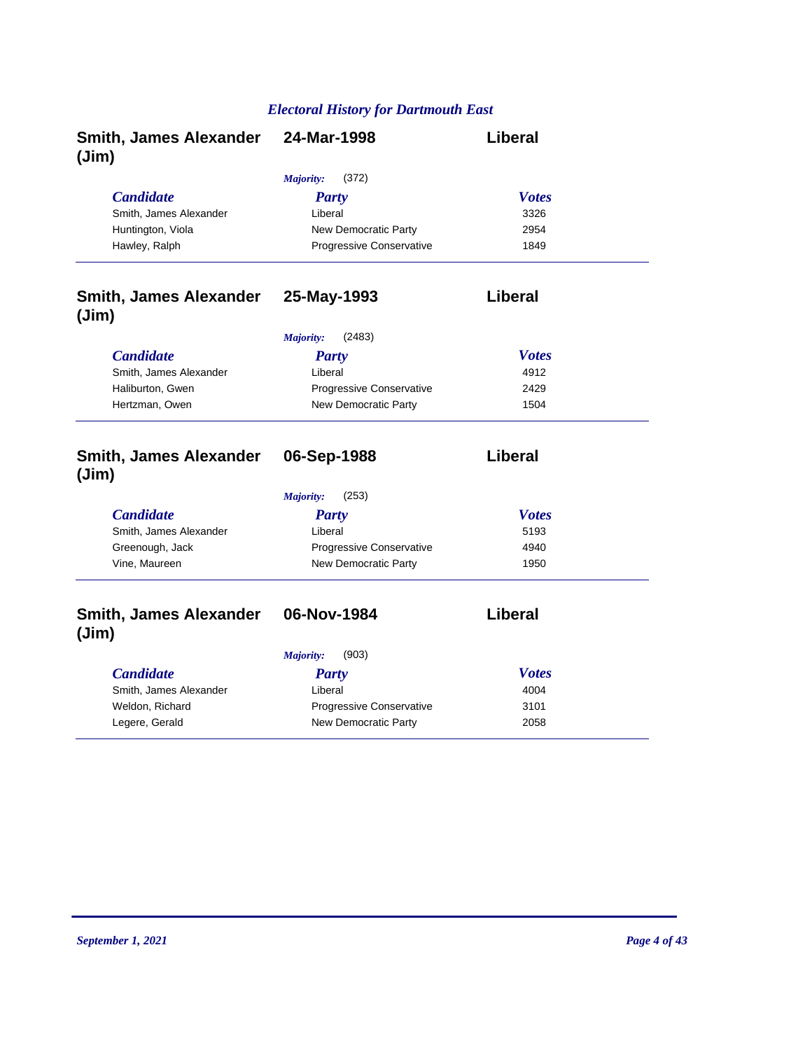## Smith, James Alexander (Jim) — 24-Mar-1998 — Liberal

*Majority:* (372)

| Candidate | Party | Votes |
|---|---|---|
| Smith, James Alexander | Liberal | 3326 |
| Huntington, Viola | New Democratic Party | 2954 |
| Hawley, Ralph | Progressive Conservative | 1849 |

## Smith, James Alexander (Jim) — 25-May-1993 — Liberal

*Majority:* (2483)

| Candidate | Party | Votes |
|---|---|---|
| Smith, James Alexander | Liberal | 4912 |
| Haliburton, Gwen | Progressive Conservative | 2429 |
| Hertzman, Owen | New Democratic Party | 1504 |

## Smith, James Alexander (Jim) — 06-Sep-1988 — Liberal

*Majority:* (253)

| Candidate | Party | Votes |
|---|---|---|
| Smith, James Alexander | Liberal | 5193 |
| Greenough, Jack | Progressive Conservative | 4940 |
| Vine, Maureen | New Democratic Party | 1950 |

## Smith, James Alexander (Jim) — 06-Nov-1984 — Liberal

*Majority:* (903)

| Candidate | Party | Votes |
|---|---|---|
| Smith, James Alexander | Liberal | 4004 |
| Weldon, Richard | Progressive Conservative | 3101 |
| Legere, Gerald | New Democratic Party | 2058 |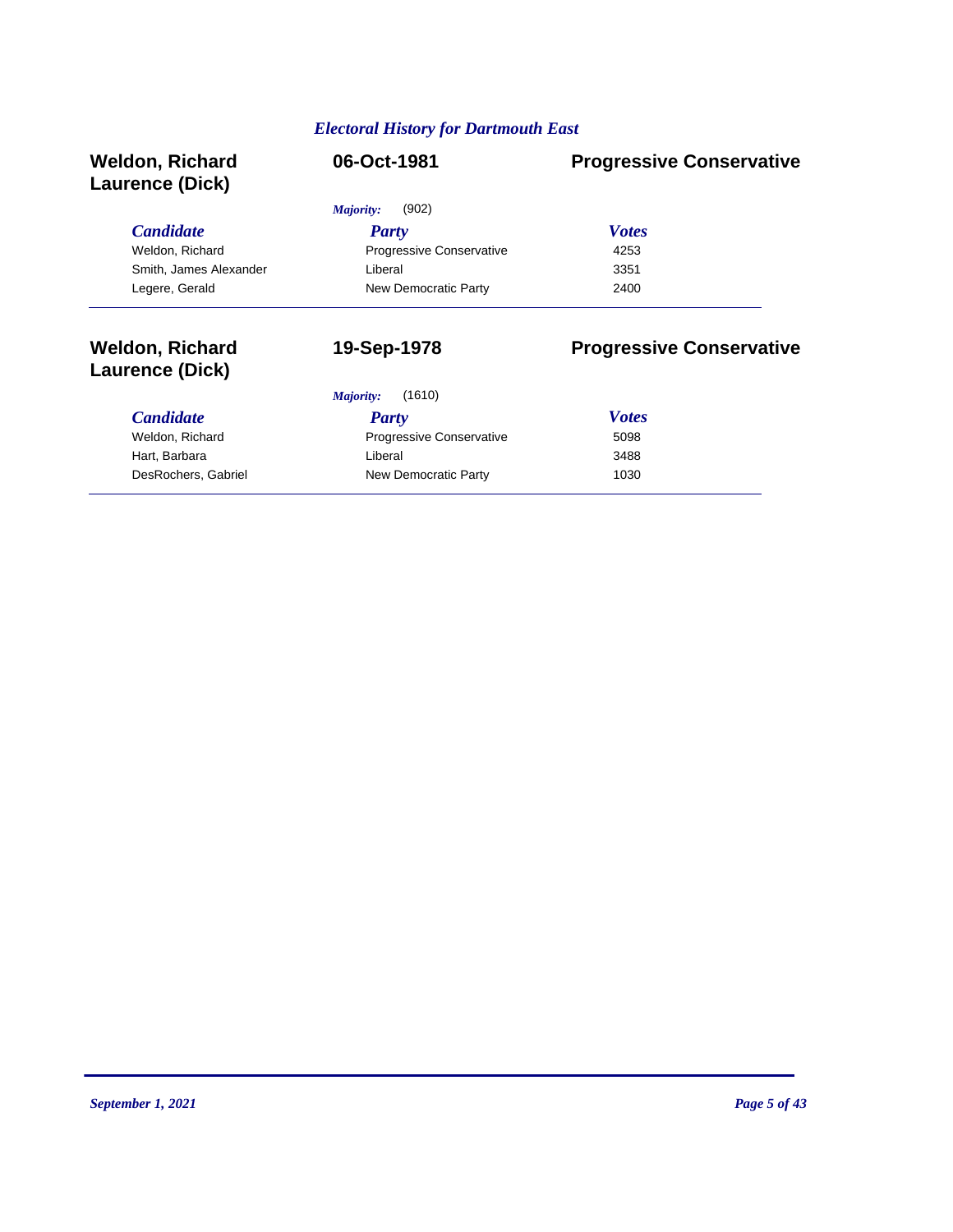*Electoral History for Dartmouth East*

## Weldon, Richard Laurence (Dick) — 06-Oct-1981 — Progressive Conservative

*Majority:* (902)

| *Candidate* | *Party* | *Votes* |
|---|---|---|
| Weldon, Richard | Progressive Conservative | 4253 |
| Smith, James Alexander | Liberal | 3351 |
| Legere, Gerald | New Democratic Party | 2400 |

## Weldon, Richard Laurence (Dick) — 19-Sep-1978 — Progressive Conservative

*Majority:* (1610)

| *Candidate* | *Party* | *Votes* |
|---|---|---|
| Weldon, Richard | Progressive Conservative | 5098 |
| Hart, Barbara | Liberal | 3488 |
| DesRochers, Gabriel | New Democratic Party | 1030 |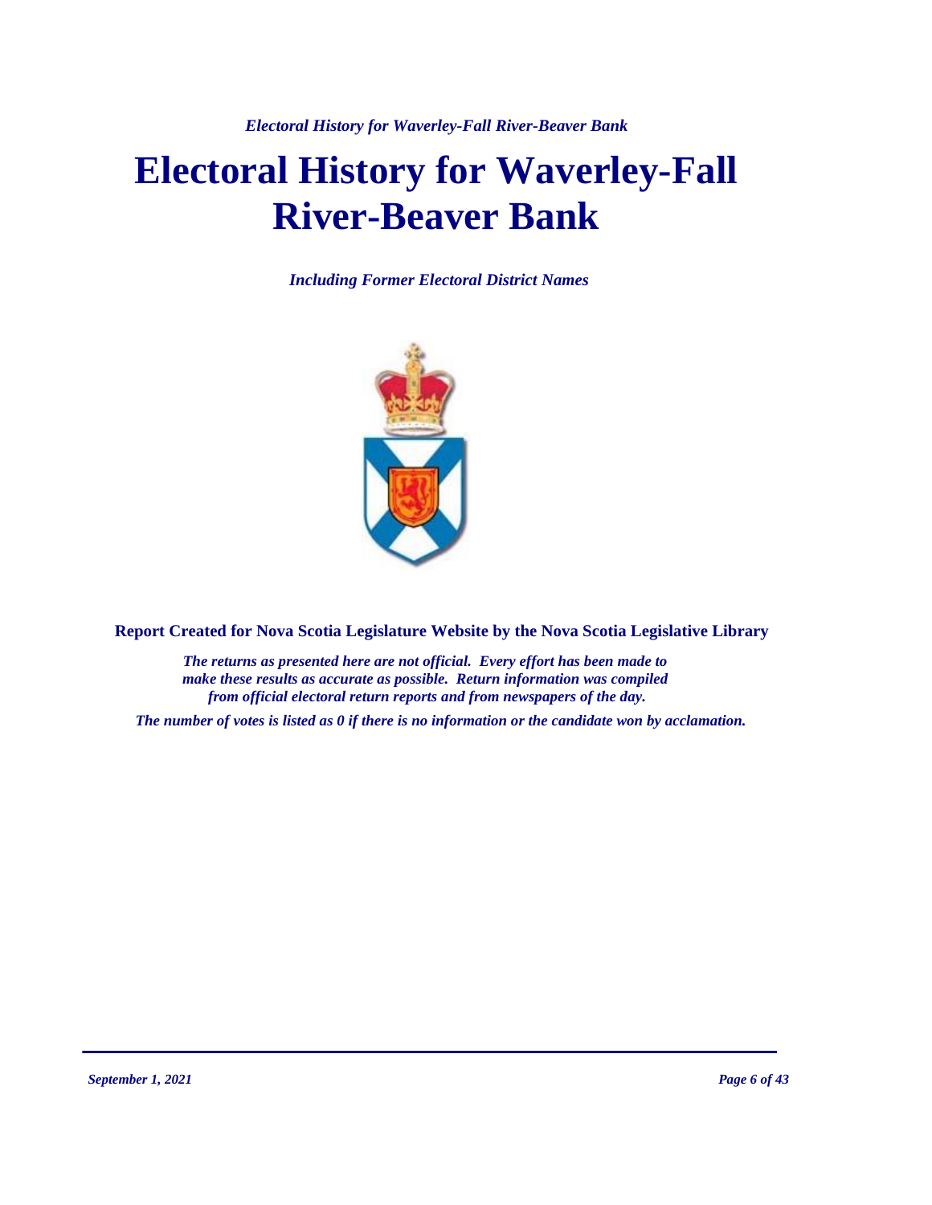# Electoral History for Waverley-Fall River-Beaver Bank

***Including Former Electoral District Names***

**Report Created for Nova Scotia Legislature Website by the Nova Scotia Legislative Library**

***The returns as presented here are not official. Every effort has been made to make these results as accurate as possible. Return information was compiled from official electoral return reports and from newspapers of the day.***

***The number of votes is listed as 0 if there is no information or the candidate won by acclamation.***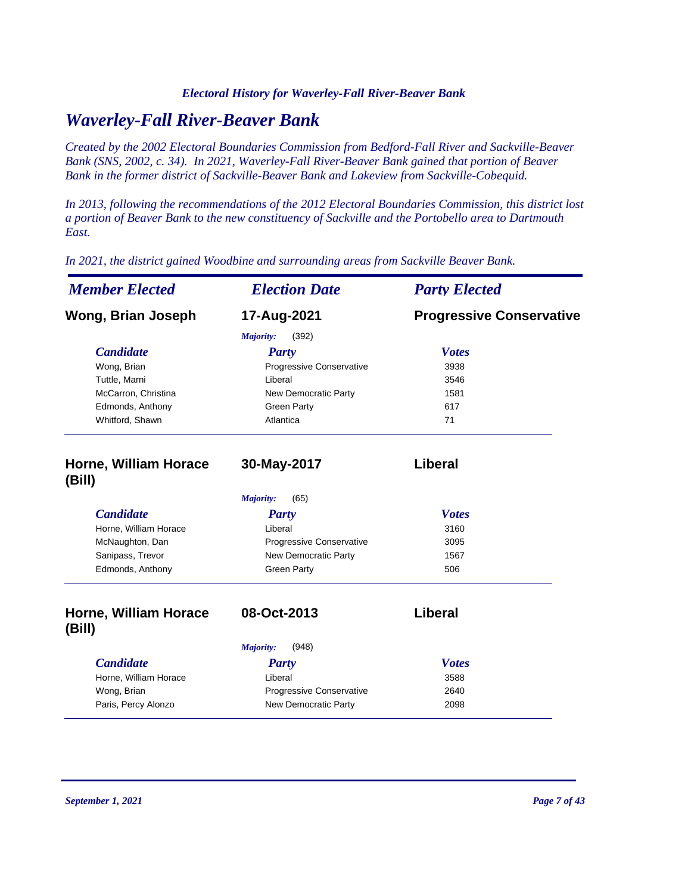*Electoral History for Waverley-Fall River-Beaver Bank*

# *Waverley-Fall River-Beaver Bank*

*Created by the 2002 Electoral Boundaries Commission from Bedford-Fall River and Sackville-Beaver Bank (SNS, 2002, c. 34). In 2021, Waverley-Fall River-Beaver Bank gained that portion of Beaver Bank in the former district of Sackville-Beaver Bank and Lakeview from Sackville-Cobequid.*

*In 2013, following the recommendations of the 2012 Electoral Boundaries Commission, this district lost a portion of Beaver Bank to the new constituency of Sackville and the Portobello area to Dartmouth East.*

*In 2021, the district gained Woodbine and surrounding areas from Sackville Beaver Bank.*

| *Member Elected* | *Election Date* | *Party Elected* |
|---|---|---|
| **Wong, Brian Joseph** | **17-Aug-2021** | **Progressive Conservative** |

*Majority:* (392)

| *Candidate* | *Party* | *Votes* |
|---|---|---|
| Wong, Brian | Progressive Conservative | 3938 |
| Tuttle, Marni | Liberal | 3546 |
| McCarron, Christina | New Democratic Party | 1581 |
| Edmonds, Anthony | Green Party | 617 |
| Whitford, Shawn | Atlantica | 71 |

| *Member Elected* | *Election Date* | *Party Elected* |
|---|---|---|
| **Horne, William Horace (Bill)** | **30-May-2017** | **Liberal** |

*Majority:* (65)

| *Candidate* | *Party* | *Votes* |
|---|---|---|
| Horne, William Horace | Liberal | 3160 |
| McNaughton, Dan | Progressive Conservative | 3095 |
| Sanipass, Trevor | New Democratic Party | 1567 |
| Edmonds, Anthony | Green Party | 506 |

| *Member Elected* | *Election Date* | *Party Elected* |
|---|---|---|
| **Horne, William Horace (Bill)** | **08-Oct-2013** | **Liberal** |

*Majority:* (948)

| *Candidate* | *Party* | *Votes* |
|---|---|---|
| Horne, William Horace | Liberal | 3588 |
| Wong, Brian | Progressive Conservative | 2640 |
| Paris, Percy Alonzo | New Democratic Party | 2098 |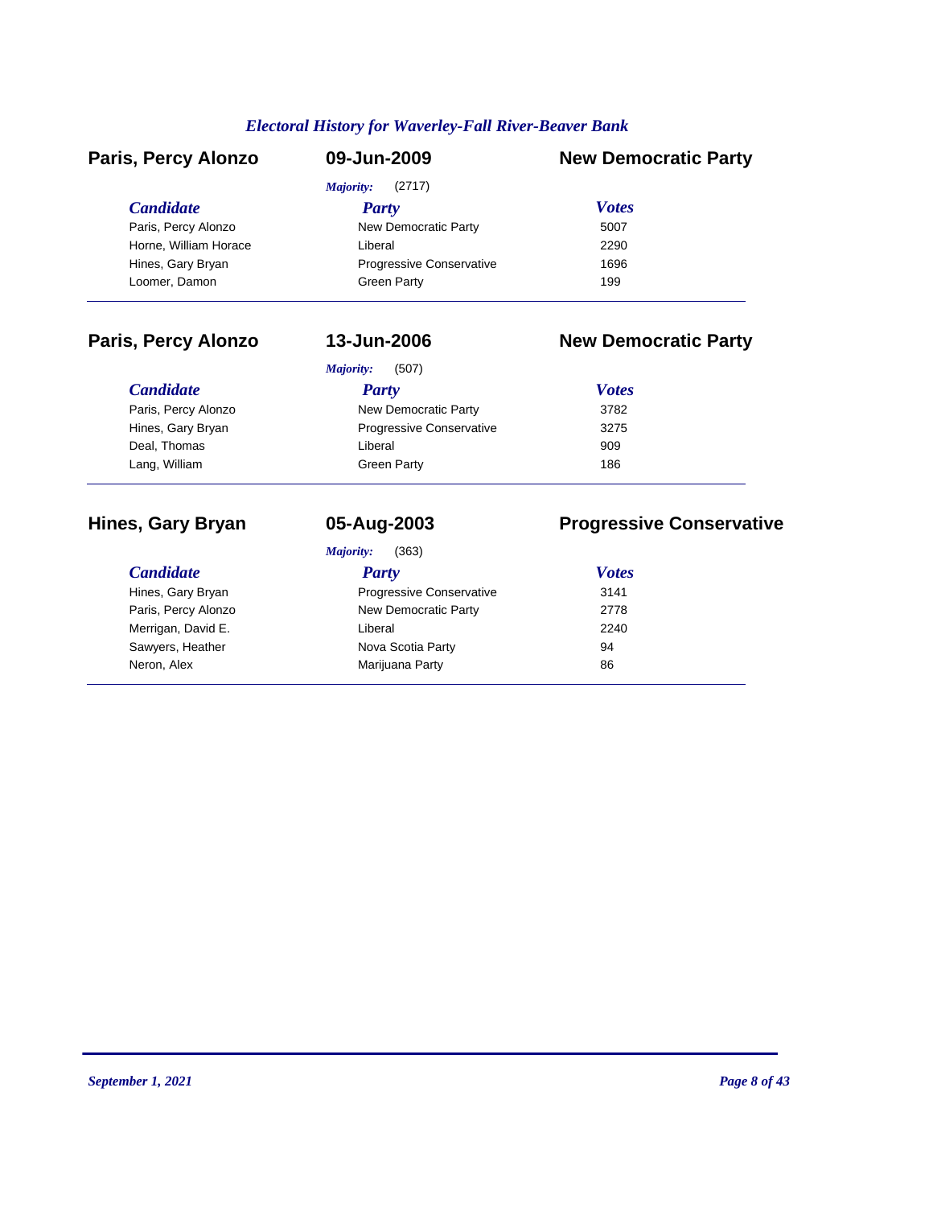*Electoral History for Waverley-Fall River-Beaver Bank*

## Paris, Percy Alonzo — 09-Jun-2009 — New Democratic Party

*Majority:* (2717)

| Candidate | Party | Votes |
|---|---|---|
| Paris, Percy Alonzo | New Democratic Party | 5007 |
| Horne, William Horace | Liberal | 2290 |
| Hines, Gary Bryan | Progressive Conservative | 1696 |
| Loomer, Damon | Green Party | 199 |

## Paris, Percy Alonzo — 13-Jun-2006 — New Democratic Party

*Majority:* (507)

| Candidate | Party | Votes |
|---|---|---|
| Paris, Percy Alonzo | New Democratic Party | 3782 |
| Hines, Gary Bryan | Progressive Conservative | 3275 |
| Deal, Thomas | Liberal | 909 |
| Lang, William | Green Party | 186 |

## Hines, Gary Bryan — 05-Aug-2003 — Progressive Conservative

*Majority:* (363)

| Candidate | Party | Votes |
|---|---|---|
| Hines, Gary Bryan | Progressive Conservative | 3141 |
| Paris, Percy Alonzo | New Democratic Party | 2778 |
| Merrigan, David E. | Liberal | 2240 |
| Sawyers, Heather | Nova Scotia Party | 94 |
| Neron, Alex | Marijuana Party | 86 |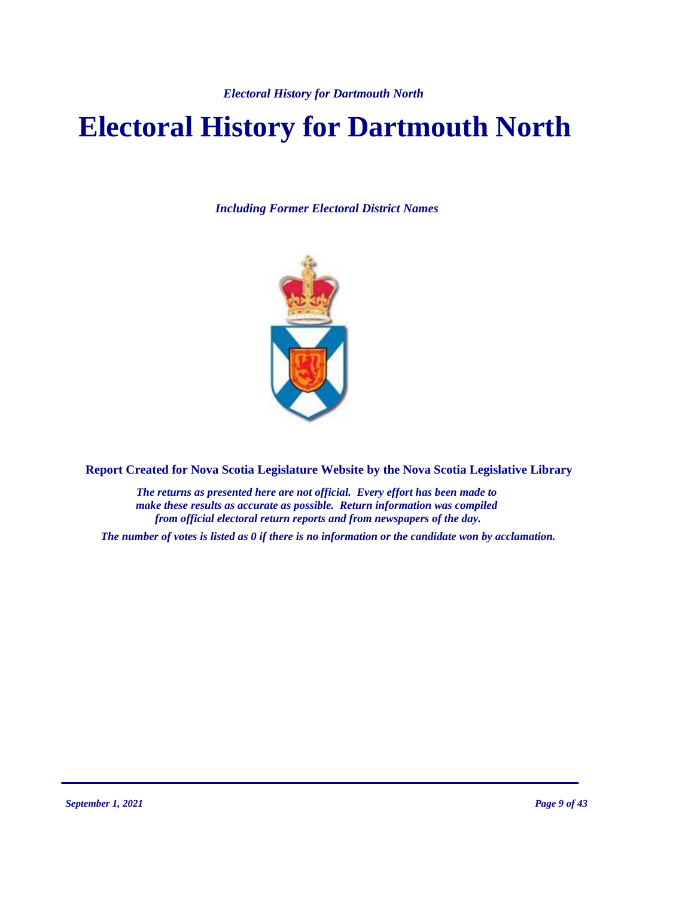# Electoral History for Dartmouth North

*Including Former Electoral District Names*

**Report Created for Nova Scotia Legislature Website by the Nova Scotia Legislative Library**

*The returns as presented here are not official. Every effort has been made to make these results as accurate as possible. Return information was compiled from official electoral return reports and from newspapers of the day.*

*The number of votes is listed as 0 if there is no information or the candidate won by acclamation.*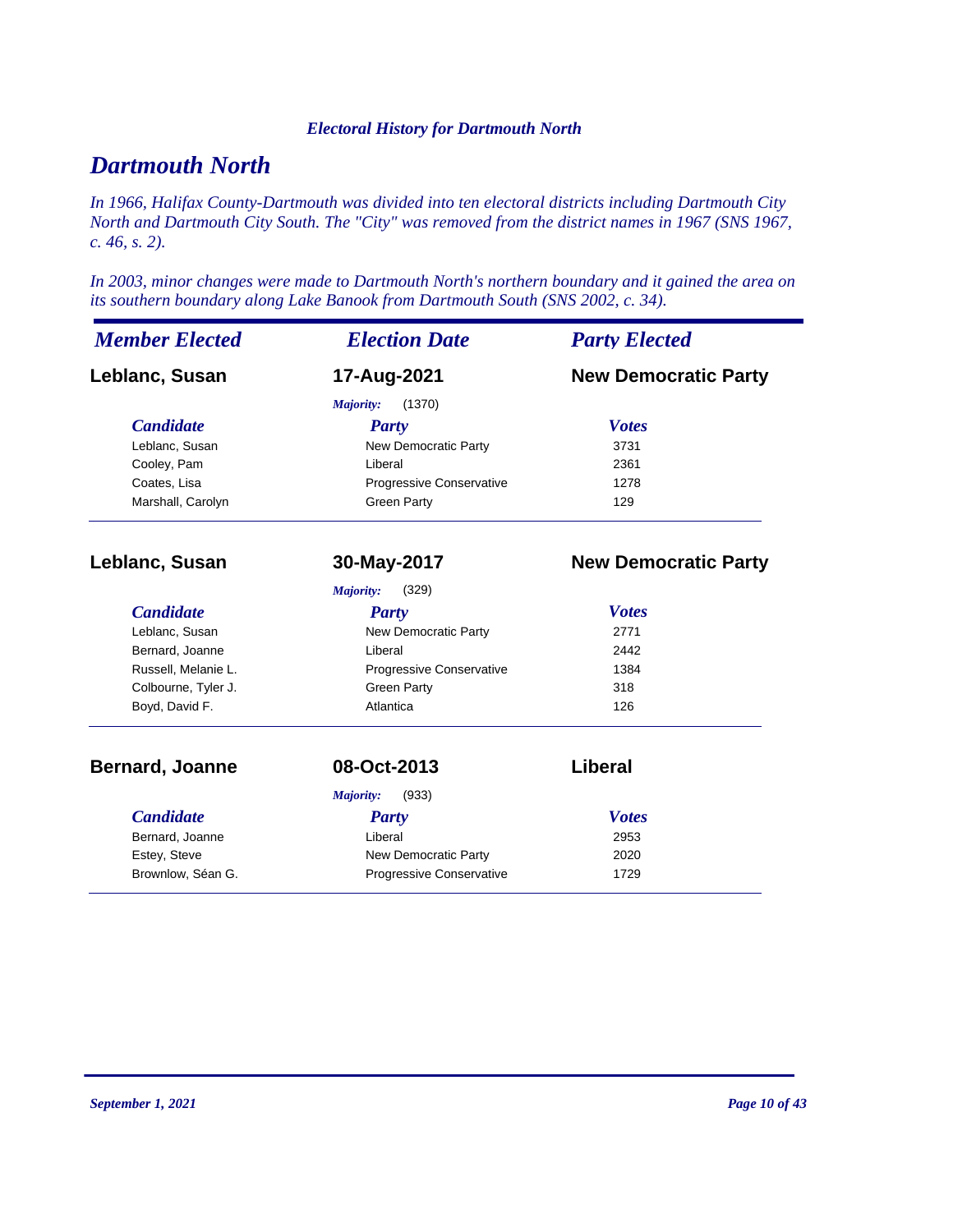*Electoral History for Dartmouth North*

# Dartmouth North

*In 1966, Halifax County-Dartmouth was divided into ten electoral districts including Dartmouth City North and Dartmouth City South. The "City" was removed from the district names in 1967 (SNS 1967, c. 46, s. 2).*

*In 2003, minor changes were made to Dartmouth North's northern boundary and it gained the area on its southern boundary along Lake Banook from Dartmouth South (SNS 2002, c. 34).*

| *Member Elected* | *Election Date* | *Party Elected* |
|---|---|---|
| **Leblanc, Susan** | **17-Aug-2021** | **New Democratic Party** |

*Majority:* (1370)

| *Candidate* | *Party* | *Votes* |
|---|---|---|
| Leblanc, Susan | New Democratic Party | 3731 |
| Cooley, Pam | Liberal | 2361 |
| Coates, Lisa | Progressive Conservative | 1278 |
| Marshall, Carolyn | Green Party | 129 |

| | | |
|---|---|---|
| **Leblanc, Susan** | **30-May-2017** | **New Democratic Party** |

*Majority:* (329)

| *Candidate* | *Party* | *Votes* |
|---|---|---|
| Leblanc, Susan | New Democratic Party | 2771 |
| Bernard, Joanne | Liberal | 2442 |
| Russell, Melanie L. | Progressive Conservative | 1384 |
| Colbourne, Tyler J. | Green Party | 318 |
| Boyd, David F. | Atlantica | 126 |

| | | |
|---|---|---|
| **Bernard, Joanne** | **08-Oct-2013** | **Liberal** |

*Majority:* (933)

| *Candidate* | *Party* | *Votes* |
|---|---|---|
| Bernard, Joanne | Liberal | 2953 |
| Estey, Steve | New Democratic Party | 2020 |
| Brownlow, Séan G. | Progressive Conservative | 1729 |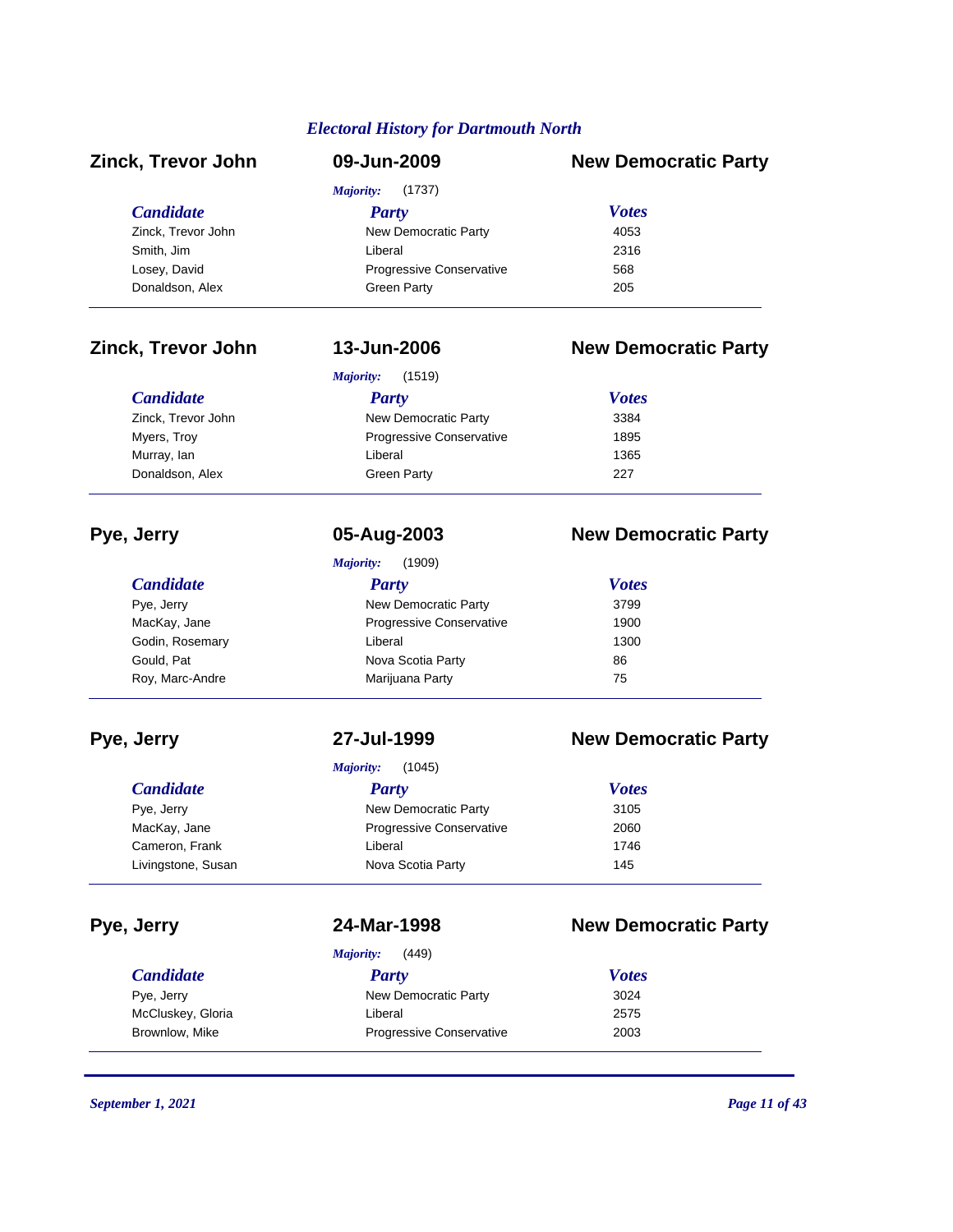*Electoral History for Dartmouth North*

## Zinck, Trevor John — 09-Jun-2009 — New Democratic Party

*Majority:* (1737)

| Candidate | Party | Votes |
|---|---|---|
| Zinck, Trevor John | New Democratic Party | 4053 |
| Smith, Jim | Liberal | 2316 |
| Losey, David | Progressive Conservative | 568 |
| Donaldson, Alex | Green Party | 205 |

## Zinck, Trevor John — 13-Jun-2006 — New Democratic Party

*Majority:* (1519)

| Candidate | Party | Votes |
|---|---|---|
| Zinck, Trevor John | New Democratic Party | 3384 |
| Myers, Troy | Progressive Conservative | 1895 |
| Murray, Ian | Liberal | 1365 |
| Donaldson, Alex | Green Party | 227 |

## Pye, Jerry — 05-Aug-2003 — New Democratic Party

*Majority:* (1909)

| Candidate | Party | Votes |
|---|---|---|
| Pye, Jerry | New Democratic Party | 3799 |
| MacKay, Jane | Progressive Conservative | 1900 |
| Godin, Rosemary | Liberal | 1300 |
| Gould, Pat | Nova Scotia Party | 86 |
| Roy, Marc-Andre | Marijuana Party | 75 |

## Pye, Jerry — 27-Jul-1999 — New Democratic Party

*Majority:* (1045)

| Candidate | Party | Votes |
|---|---|---|
| Pye, Jerry | New Democratic Party | 3105 |
| MacKay, Jane | Progressive Conservative | 2060 |
| Cameron, Frank | Liberal | 1746 |
| Livingstone, Susan | Nova Scotia Party | 145 |

## Pye, Jerry — 24-Mar-1998 — New Democratic Party

*Majority:* (449)

| Candidate | Party | Votes |
|---|---|---|
| Pye, Jerry | New Democratic Party | 3024 |
| McCluskey, Gloria | Liberal | 2575 |
| Brownlow, Mike | Progressive Conservative | 2003 |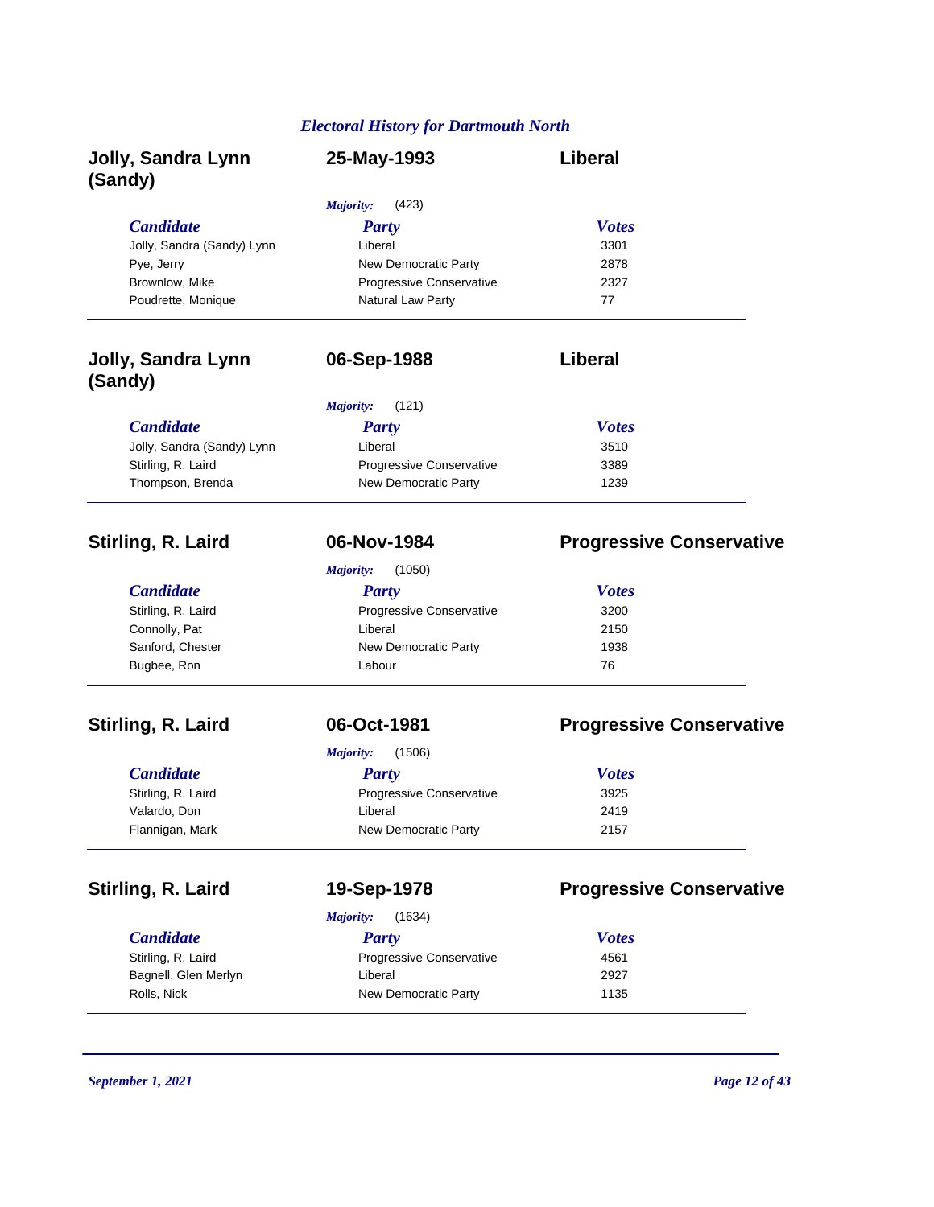## Electoral History for Dartmouth North

### Jolly, Sandra Lynn (Sandy) — 25-May-1993 — Liberal

*Majority:* (423)

| Candidate | Party | Votes |
|---|---|---|
| Jolly, Sandra (Sandy) Lynn | Liberal | 3301 |
| Pye, Jerry | New Democratic Party | 2878 |
| Brownlow, Mike | Progressive Conservative | 2327 |
| Poudrette, Monique | Natural Law Party | 77 |

---

### Jolly, Sandra Lynn (Sandy) — 06-Sep-1988 — Liberal

*Majority:* (121)

| Candidate | Party | Votes |
|---|---|---|
| Jolly, Sandra (Sandy) Lynn | Liberal | 3510 |
| Stirling, R. Laird | Progressive Conservative | 3389 |
| Thompson, Brenda | New Democratic Party | 1239 |

---

### Stirling, R. Laird — 06-Nov-1984 — Progressive Conservative

*Majority:* (1050)

| Candidate | Party | Votes |
|---|---|---|
| Stirling, R. Laird | Progressive Conservative | 3200 |
| Connolly, Pat | Liberal | 2150 |
| Sanford, Chester | New Democratic Party | 1938 |
| Bugbee, Ron | Labour | 76 |

---

### Stirling, R. Laird — 06-Oct-1981 — Progressive Conservative

*Majority:* (1506)

| Candidate | Party | Votes |
|---|---|---|
| Stirling, R. Laird | Progressive Conservative | 3925 |
| Valardo, Don | Liberal | 2419 |
| Flannigan, Mark | New Democratic Party | 2157 |

---

### Stirling, R. Laird — 19-Sep-1978 — Progressive Conservative

*Majority:* (1634)

| Candidate | Party | Votes |
|---|---|---|
| Stirling, R. Laird | Progressive Conservative | 4561 |
| Bagnell, Glen Merlyn | Liberal | 2927 |
| Rolls, Nick | New Democratic Party | 1135 |

*September 1, 2021*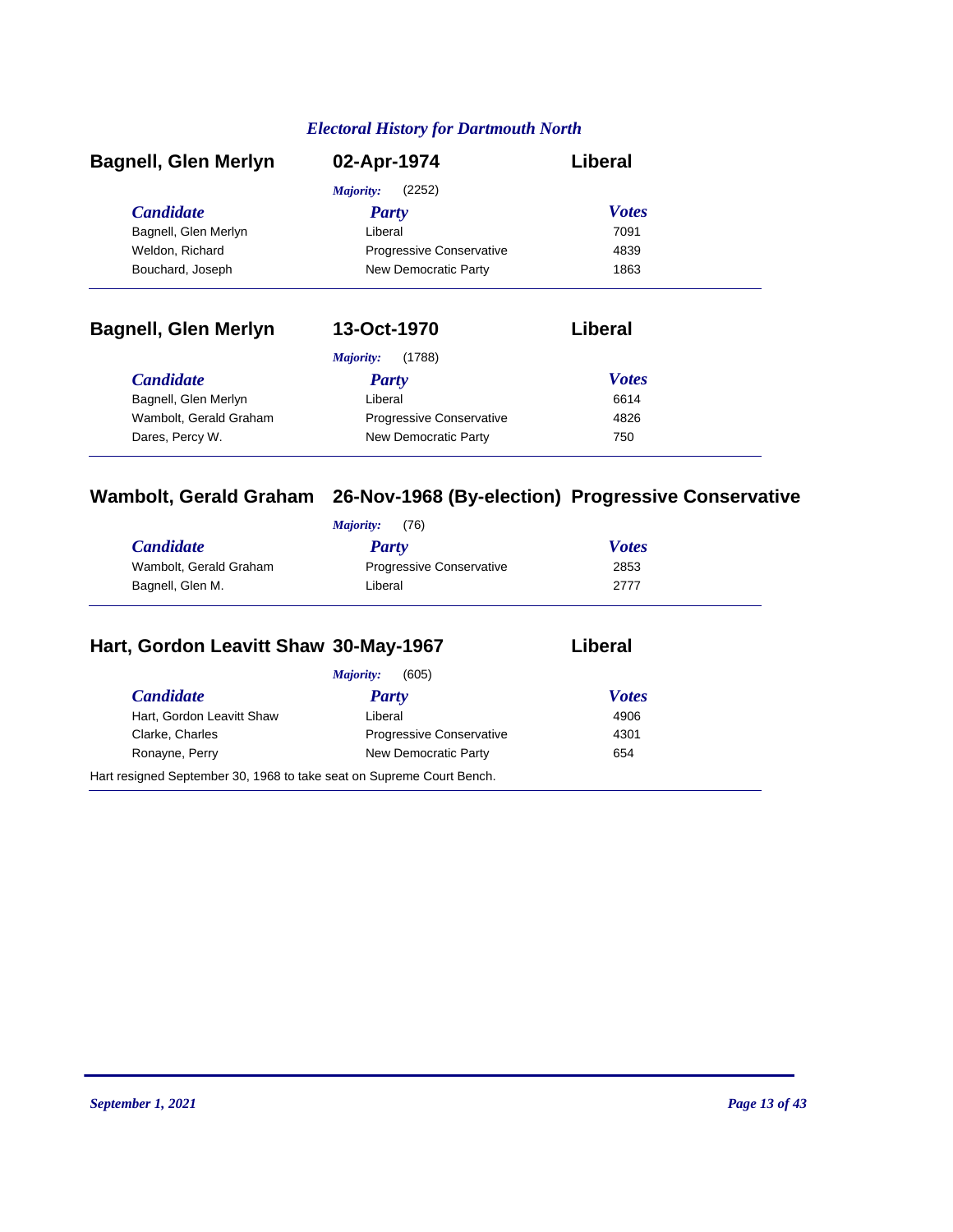*Electoral History for Dartmouth North*

## Bagnell, Glen Merlyn — 02-Apr-1974 — Liberal

*Majority:* (2252)

| Candidate | Party | Votes |
|---|---|---|
| Bagnell, Glen Merlyn | Liberal | 7091 |
| Weldon, Richard | Progressive Conservative | 4839 |
| Bouchard, Joseph | New Democratic Party | 1863 |

## Bagnell, Glen Merlyn — 13-Oct-1970 — Liberal

*Majority:* (1788)

| Candidate | Party | Votes |
|---|---|---|
| Bagnell, Glen Merlyn | Liberal | 6614 |
| Wambolt, Gerald Graham | Progressive Conservative | 4826 |
| Dares, Percy W. | New Democratic Party | 750 |

## Wambolt, Gerald Graham — 26-Nov-1968 (By-election) — Progressive Conservative

*Majority:* (76)

| Candidate | Party | Votes |
|---|---|---|
| Wambolt, Gerald Graham | Progressive Conservative | 2853 |
| Bagnell, Glen M. | Liberal | 2777 |

## Hart, Gordon Leavitt Shaw — 30-May-1967 — Liberal

*Majority:* (605)

| Candidate | Party | Votes |
|---|---|---|
| Hart, Gordon Leavitt Shaw | Liberal | 4906 |
| Clarke, Charles | Progressive Conservative | 4301 |
| Ronayne, Perry | New Democratic Party | 654 |

Hart resigned September 30, 1968 to take seat on Supreme Court Bench.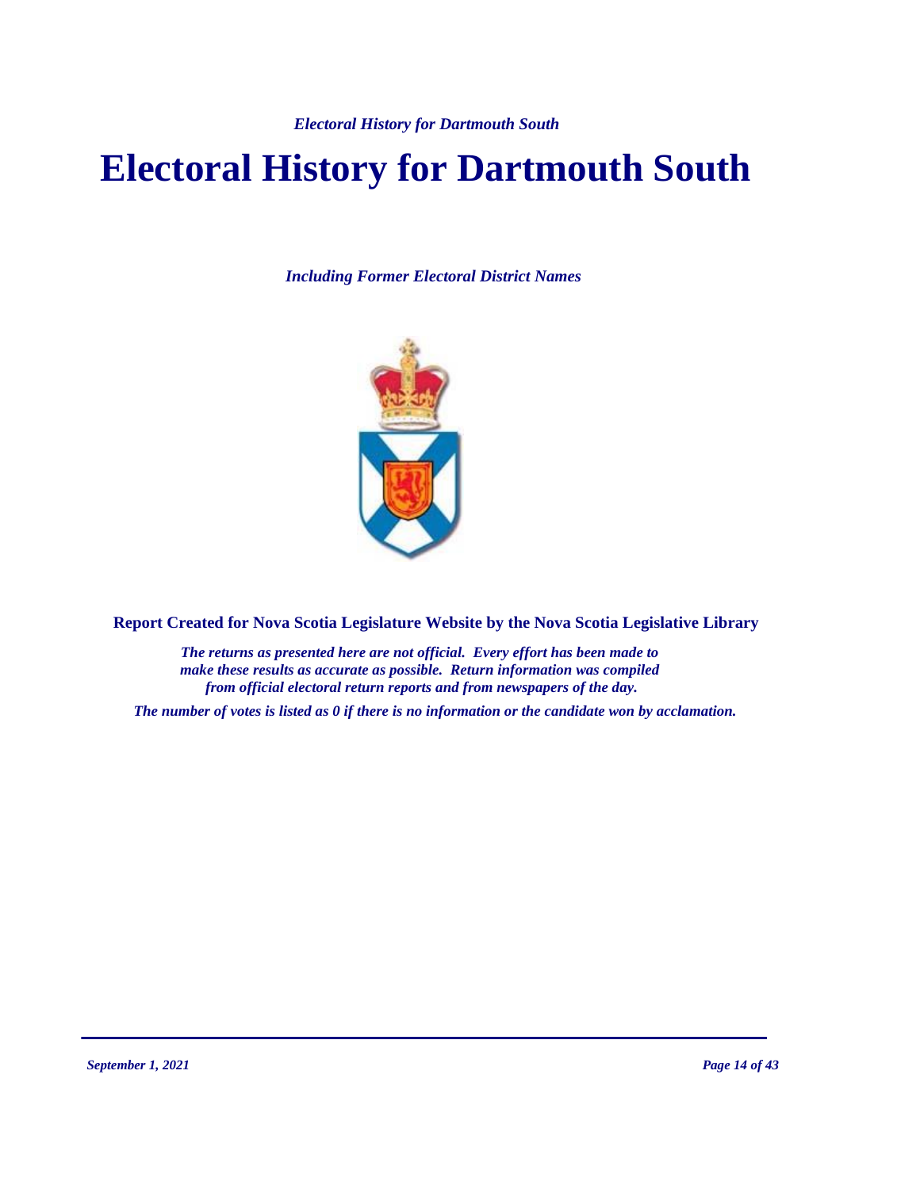# Electoral History for Dartmouth South

*Including Former Electoral District Names*

**Report Created for Nova Scotia Legislature Website by the Nova Scotia Legislative Library**

*The returns as presented here are not official. Every effort has been made to make these results as accurate as possible. Return information was compiled from official electoral return reports and from newspapers of the day.*

*The number of votes is listed as 0 if there is no information or the candidate won by acclamation.*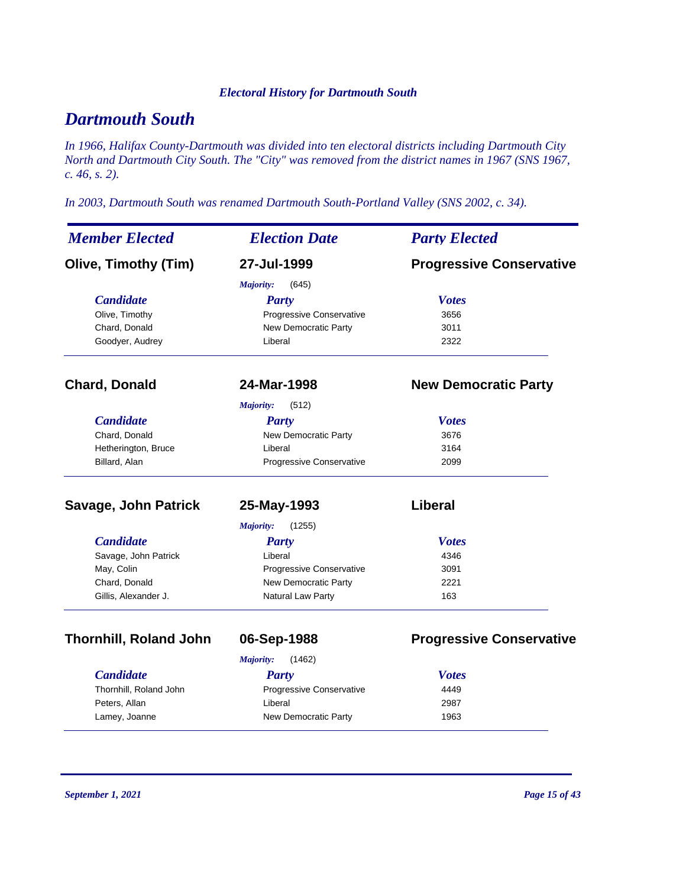## Dartmouth South

*In 1966, Halifax County-Dartmouth was divided into ten electoral districts including Dartmouth City North and Dartmouth City South. The "City" was removed from the district names in 1967 (SNS 1967, c. 46, s. 2).*

*In 2003, Dartmouth South was renamed Dartmouth South-Portland Valley (SNS 2002, c. 34).*

| *Member Elected* | *Election Date* | *Party Elected* |
|---|---|---|
| **Olive, Timothy (Tim)** | **27-Jul-1999** | **Progressive Conservative** |

*Majority:* (645)

| *Candidate* | *Party* | *Votes* |
|---|---|---|
| Olive, Timothy | Progressive Conservative | 3656 |
| Chard, Donald | New Democratic Party | 3011 |
| Goodyer, Audrey | Liberal | 2322 |

| *Member Elected* | *Election Date* | *Party Elected* |
|---|---|---|
| **Chard, Donald** | **24-Mar-1998** | **New Democratic Party** |

*Majority:* (512)

| *Candidate* | *Party* | *Votes* |
|---|---|---|
| Chard, Donald | New Democratic Party | 3676 |
| Hetherington, Bruce | Liberal | 3164 |
| Billard, Alan | Progressive Conservative | 2099 |

| *Member Elected* | *Election Date* | *Party Elected* |
|---|---|---|
| **Savage, John Patrick** | **25-May-1993** | **Liberal** |

*Majority:* (1255)

| *Candidate* | *Party* | *Votes* |
|---|---|---|
| Savage, John Patrick | Liberal | 4346 |
| May, Colin | Progressive Conservative | 3091 |
| Chard, Donald | New Democratic Party | 2221 |
| Gillis, Alexander J. | Natural Law Party | 163 |

| *Member Elected* | *Election Date* | *Party Elected* |
|---|---|---|
| **Thornhill, Roland John** | **06-Sep-1988** | **Progressive Conservative** |

*Majority:* (1462)

| *Candidate* | *Party* | *Votes* |
|---|---|---|
| Thornhill, Roland John | Progressive Conservative | 4449 |
| Peters, Allan | Liberal | 2987 |
| Lamey, Joanne | New Democratic Party | 1963 |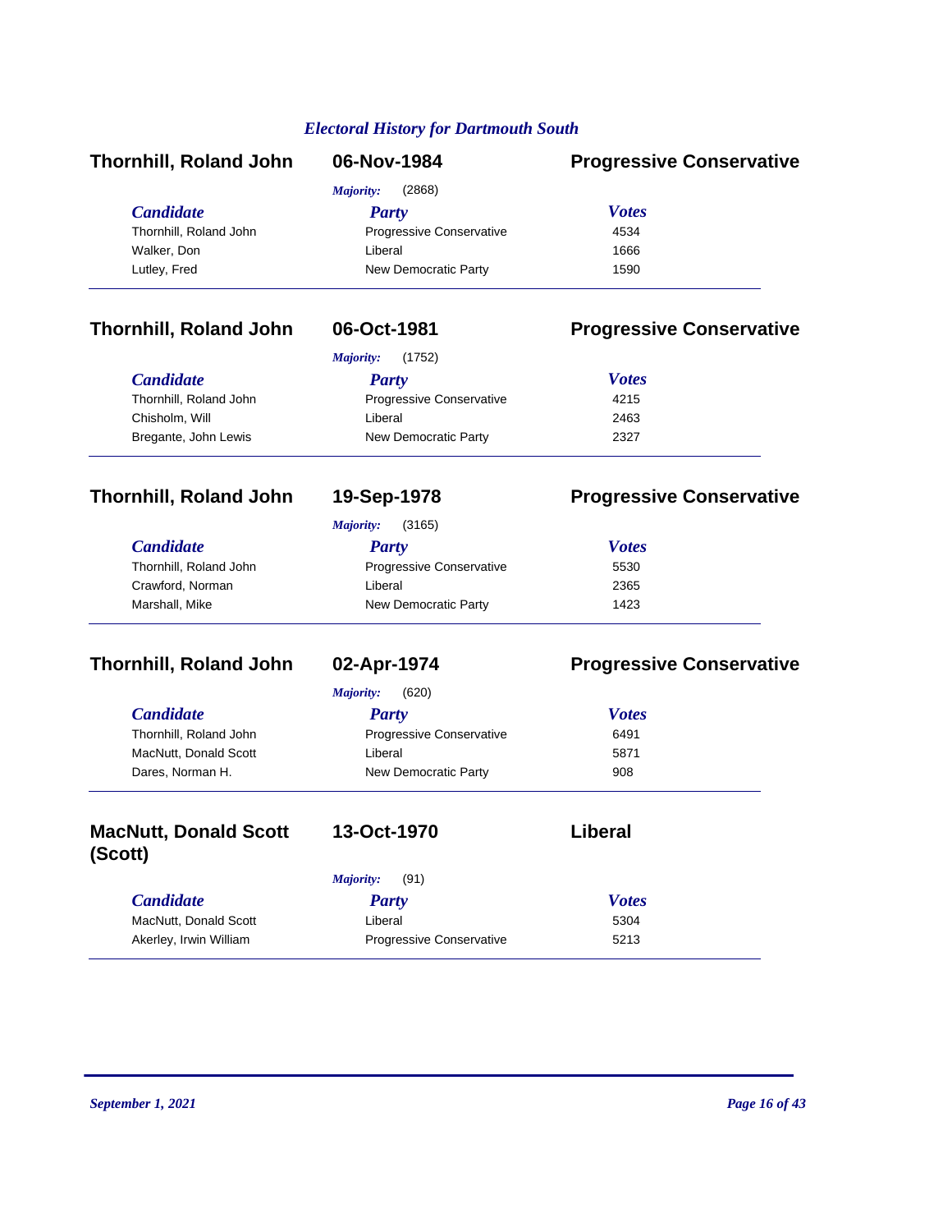*Electoral History for Dartmouth South*

## Thornhill, Roland John — 06-Nov-1984 — Progressive Conservative

*Majority:* (2868)

| Candidate | Party | Votes |
|---|---|---|
| Thornhill, Roland John | Progressive Conservative | 4534 |
| Walker, Don | Liberal | 1666 |
| Lutley, Fred | New Democratic Party | 1590 |

## Thornhill, Roland John — 06-Oct-1981 — Progressive Conservative

*Majority:* (1752)

| Candidate | Party | Votes |
|---|---|---|
| Thornhill, Roland John | Progressive Conservative | 4215 |
| Chisholm, Will | Liberal | 2463 |
| Bregante, John Lewis | New Democratic Party | 2327 |

## Thornhill, Roland John — 19-Sep-1978 — Progressive Conservative

*Majority:* (3165)

| Candidate | Party | Votes |
|---|---|---|
| Thornhill, Roland John | Progressive Conservative | 5530 |
| Crawford, Norman | Liberal | 2365 |
| Marshall, Mike | New Democratic Party | 1423 |

## Thornhill, Roland John — 02-Apr-1974 — Progressive Conservative

*Majority:* (620)

| Candidate | Party | Votes |
|---|---|---|
| Thornhill, Roland John | Progressive Conservative | 6491 |
| MacNutt, Donald Scott | Liberal | 5871 |
| Dares, Norman H. | New Democratic Party | 908 |

## MacNutt, Donald Scott (Scott) — 13-Oct-1970 — Liberal

*Majority:* (91)

| Candidate | Party | Votes |
|---|---|---|
| MacNutt, Donald Scott | Liberal | 5304 |
| Akerley, Irwin William | Progressive Conservative | 5213 |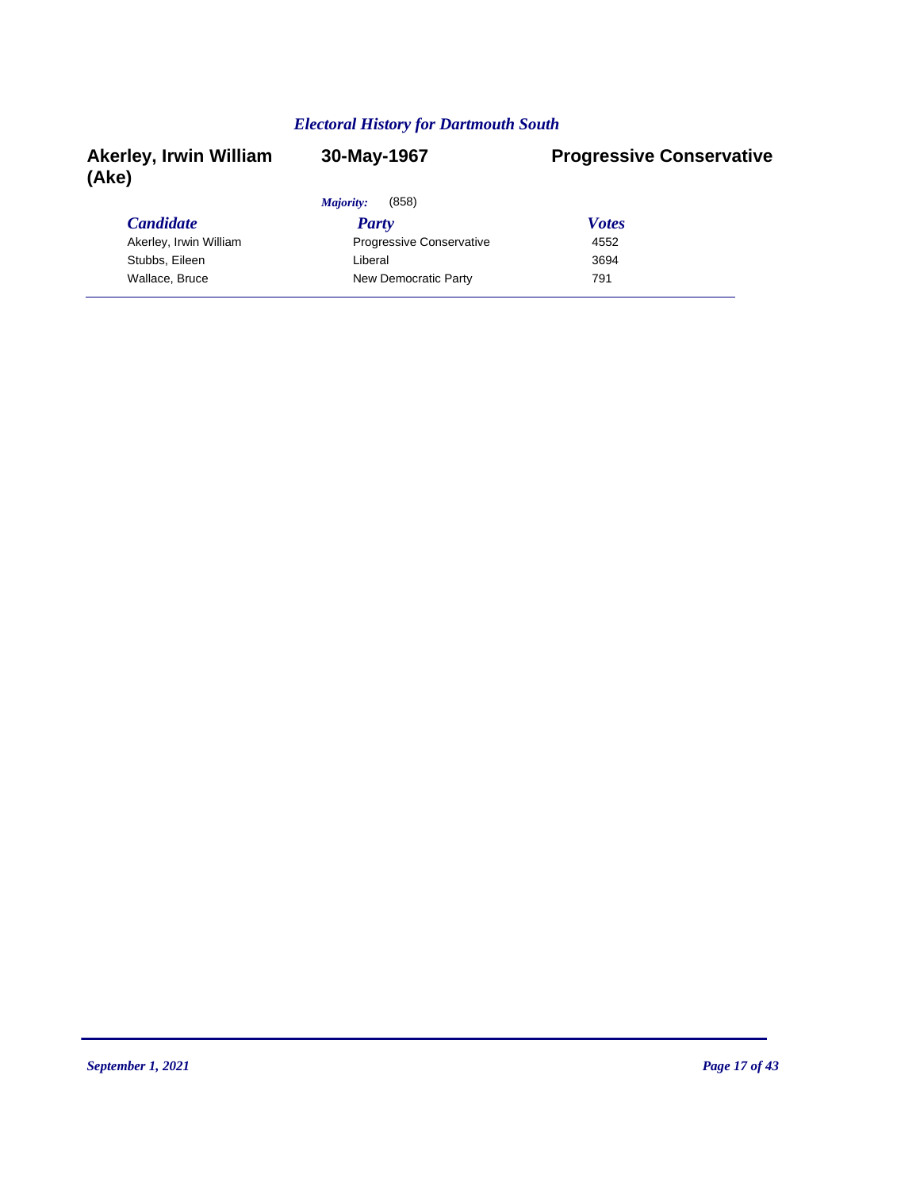*Electoral History for Dartmouth South*

**Akerley, Irwin William (Ake)** **30-May-1967** **Progressive Conservative**

*Majority:* (858)

| *Candidate* | *Party* | *Votes* |
|---|---|---|
| Akerley, Irwin William | Progressive Conservative | 4552 |
| Stubbs, Eileen | Liberal | 3694 |
| Wallace, Bruce | New Democratic Party | 791 |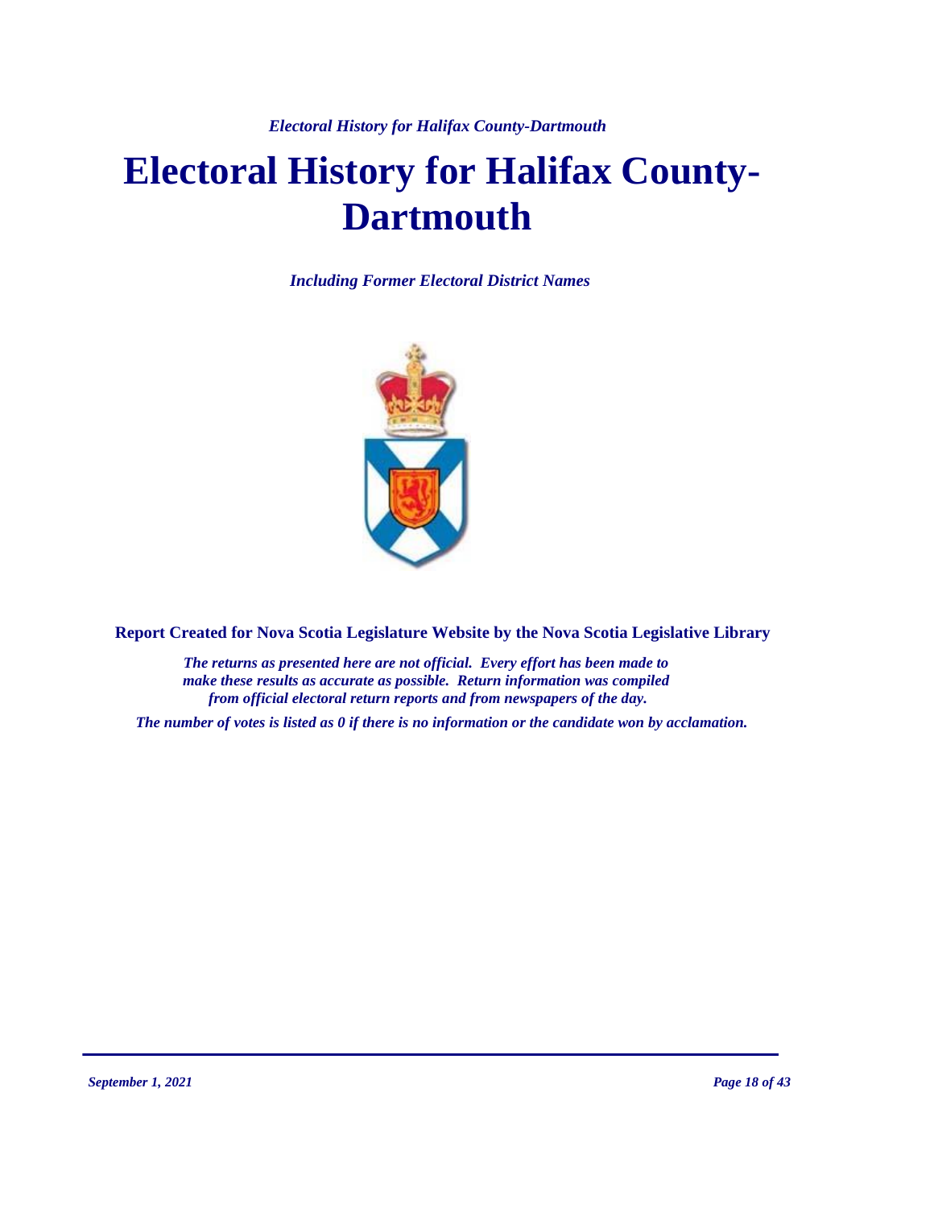# Electoral History for Halifax County-Dartmouth

***Including Former Electoral District Names***

**Report Created for Nova Scotia Legislature Website by the Nova Scotia Legislative Library**

***The returns as presented here are not official. Every effort has been made to make these results as accurate as possible. Return information was compiled from official electoral return reports and from newspapers of the day.***

***The number of votes is listed as 0 if there is no information or the candidate won by acclamation.***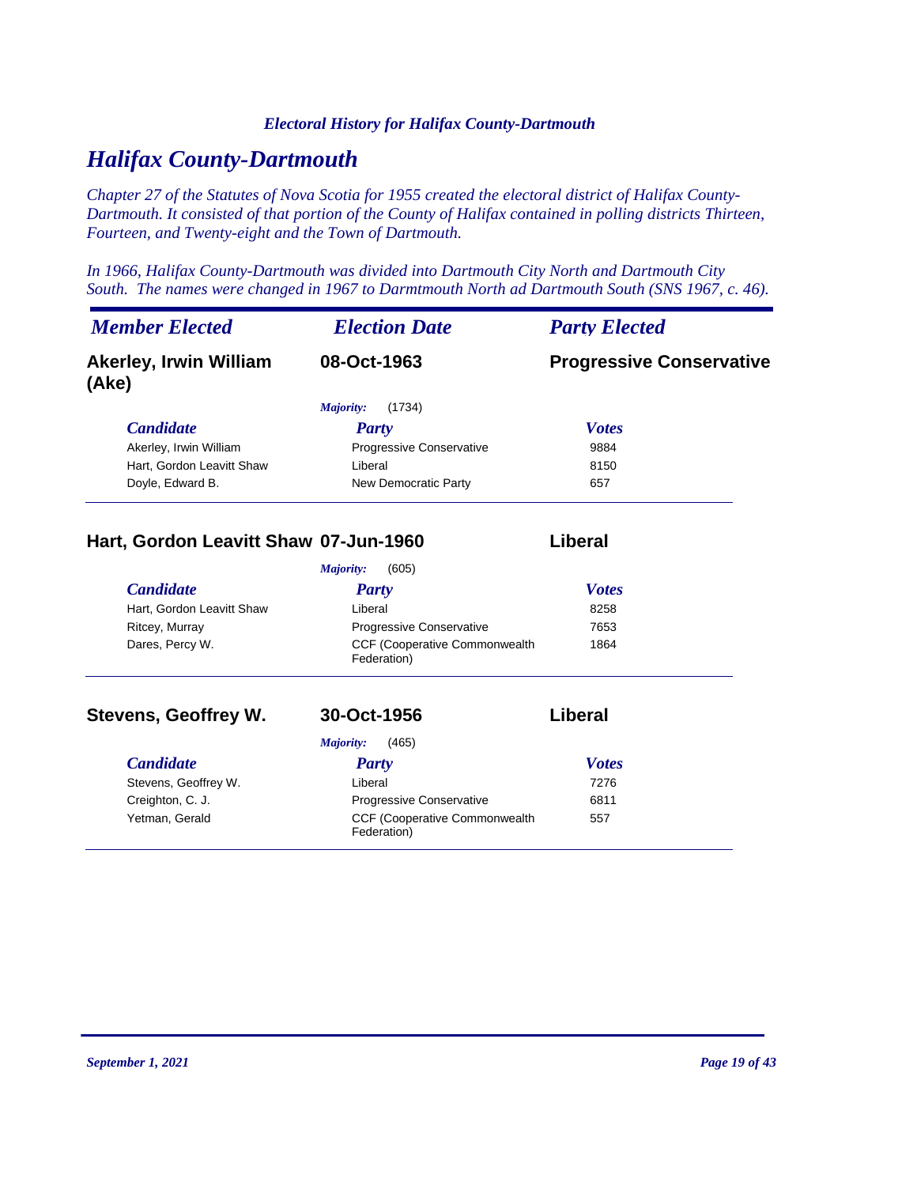# Halifax County-Dartmouth

*Chapter 27 of the Statutes of Nova Scotia for 1955 created the electoral district of Halifax County-Dartmouth. It consisted of that portion of the County of Halifax contained in polling districts Thirteen, Fourteen, and Twenty-eight and the Town of Dartmouth.*

*In 1966, Halifax County-Dartmouth was divided into Dartmouth City North and Dartmouth City South. The names were changed in 1967 to Darmtmouth North ad Dartmouth South (SNS 1967, c. 46).*

| *Member Elected* | *Election Date* | *Party Elected* |
|---|---|---|
| **Akerley, Irwin William (Ake)** | **08-Oct-1963** | **Progressive Conservative** |

*Majority:* (1734)

| *Candidate* | *Party* | *Votes* |
|---|---|---|
| Akerley, Irwin William | Progressive Conservative | 9884 |
| Hart, Gordon Leavitt Shaw | Liberal | 8150 |
| Doyle, Edward B. | New Democratic Party | 657 |

| **Hart, Gordon Leavitt Shaw** | **07-Jun-1960** | **Liberal** |
|---|---|---|

*Majority:* (605)

| *Candidate* | *Party* | *Votes* |
|---|---|---|
| Hart, Gordon Leavitt Shaw | Liberal | 8258 |
| Ritcey, Murray | Progressive Conservative | 7653 |
| Dares, Percy W. | CCF (Cooperative Commonwealth Federation) | 1864 |

| **Stevens, Geoffrey W.** | **30-Oct-1956** | **Liberal** |
|---|---|---|

*Majority:* (465)

| *Candidate* | *Party* | *Votes* |
|---|---|---|
| Stevens, Geoffrey W. | Liberal | 7276 |
| Creighton, C. J. | Progressive Conservative | 6811 |
| Yetman, Gerald | CCF (Cooperative Commonwealth Federation) | 557 |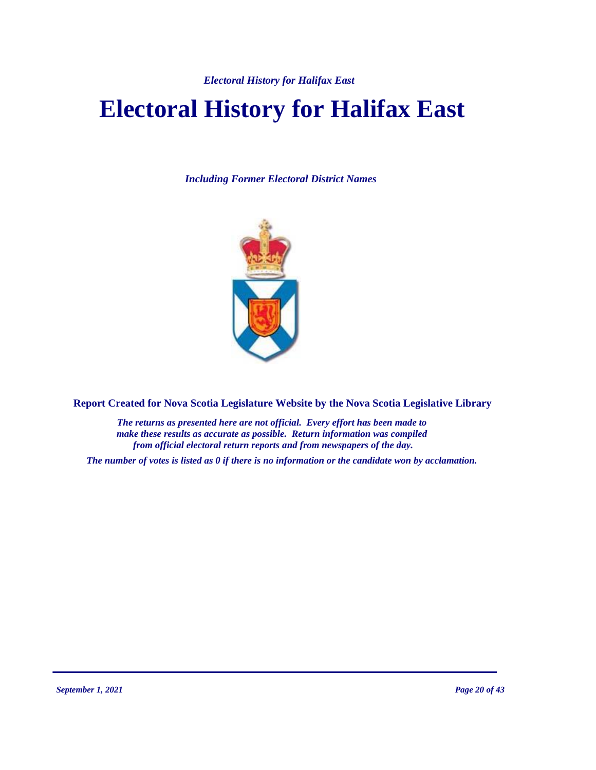# Electoral History for Halifax East

***Including Former Electoral District Names***

**Report Created for Nova Scotia Legislature Website by the Nova Scotia Legislative Library**

***The returns as presented here are not official. Every effort has been made to make these results as accurate as possible. Return information was compiled from official electoral return reports and from newspapers of the day.***

***The number of votes is listed as 0 if there is no information or the candidate won by acclamation.***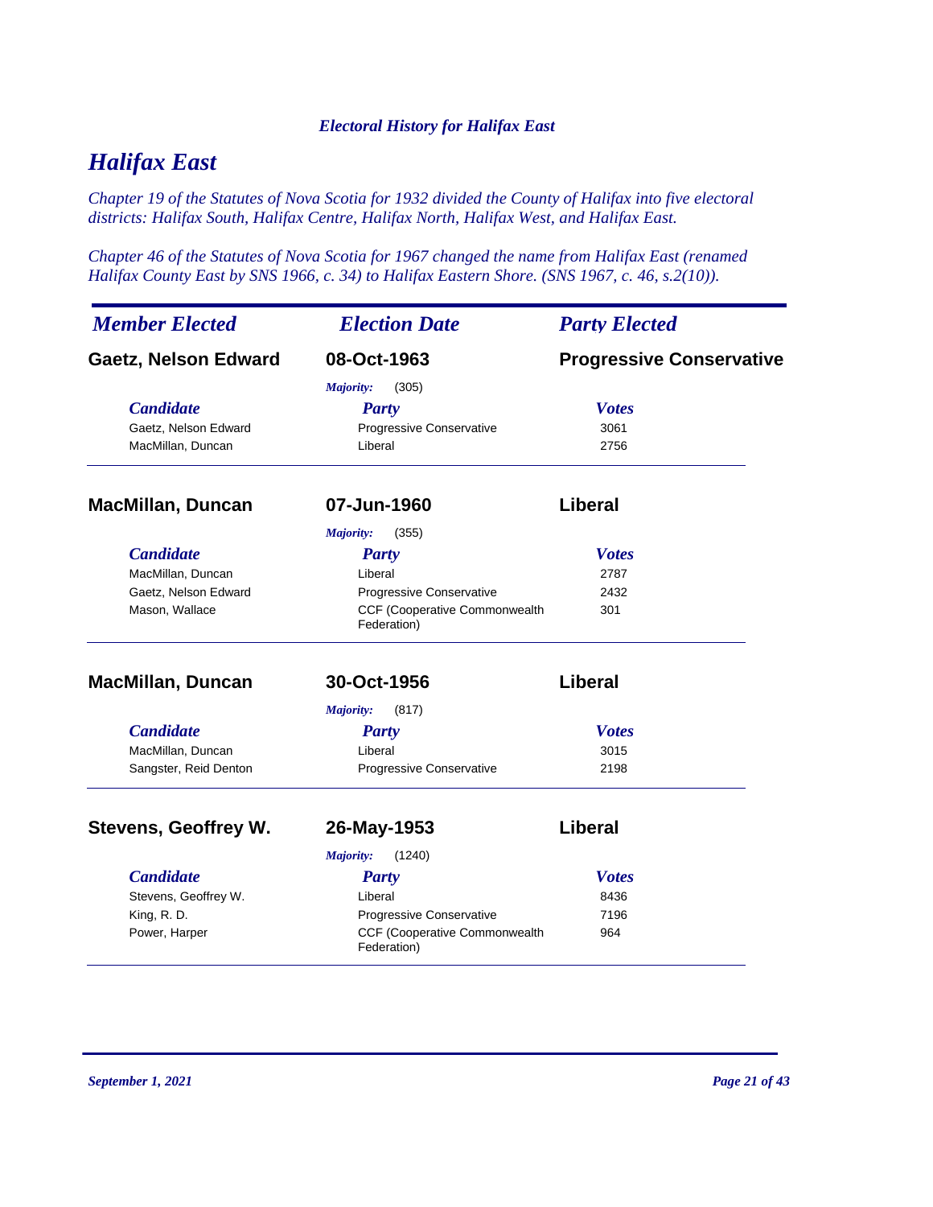*Electoral History for Halifax East*

# Halifax East

*Chapter 19 of the Statutes of Nova Scotia for 1932 divided the County of Halifax into five electoral districts: Halifax South, Halifax Centre, Halifax North, Halifax West, and Halifax East.*

*Chapter 46 of the Statutes of Nova Scotia for 1967 changed the name from Halifax East (renamed Halifax County East by SNS 1966, c. 34) to Halifax Eastern Shore. (SNS 1967, c. 46, s.2(10)).*

| *Member Elected* | *Election Date* | *Party Elected* |
|---|---|---|
| **Gaetz, Nelson Edward** | **08-Oct-1963** | **Progressive Conservative** |

*Majority:* (305)

| *Candidate* | *Party* | *Votes* |
|---|---|---|
| Gaetz, Nelson Edward | Progressive Conservative | 3061 |
| MacMillan, Duncan | Liberal | 2756 |

| *Member Elected* | *Election Date* | *Party Elected* |
|---|---|---|
| **MacMillan, Duncan** | **07-Jun-1960** | **Liberal** |

*Majority:* (355)

| *Candidate* | *Party* | *Votes* |
|---|---|---|
| MacMillan, Duncan | Liberal | 2787 |
| Gaetz, Nelson Edward | Progressive Conservative | 2432 |
| Mason, Wallace | CCF (Cooperative Commonwealth Federation) | 301 |

| *Member Elected* | *Election Date* | *Party Elected* |
|---|---|---|
| **MacMillan, Duncan** | **30-Oct-1956** | **Liberal** |

*Majority:* (817)

| *Candidate* | *Party* | *Votes* |
|---|---|---|
| MacMillan, Duncan | Liberal | 3015 |
| Sangster, Reid Denton | Progressive Conservative | 2198 |

| *Member Elected* | *Election Date* | *Party Elected* |
|---|---|---|
| **Stevens, Geoffrey W.** | **26-May-1953** | **Liberal** |

*Majority:* (1240)

| *Candidate* | *Party* | *Votes* |
|---|---|---|
| Stevens, Geoffrey W. | Liberal | 8436 |
| King, R. D. | Progressive Conservative | 7196 |
| Power, Harper | CCF (Cooperative Commonwealth Federation) | 964 |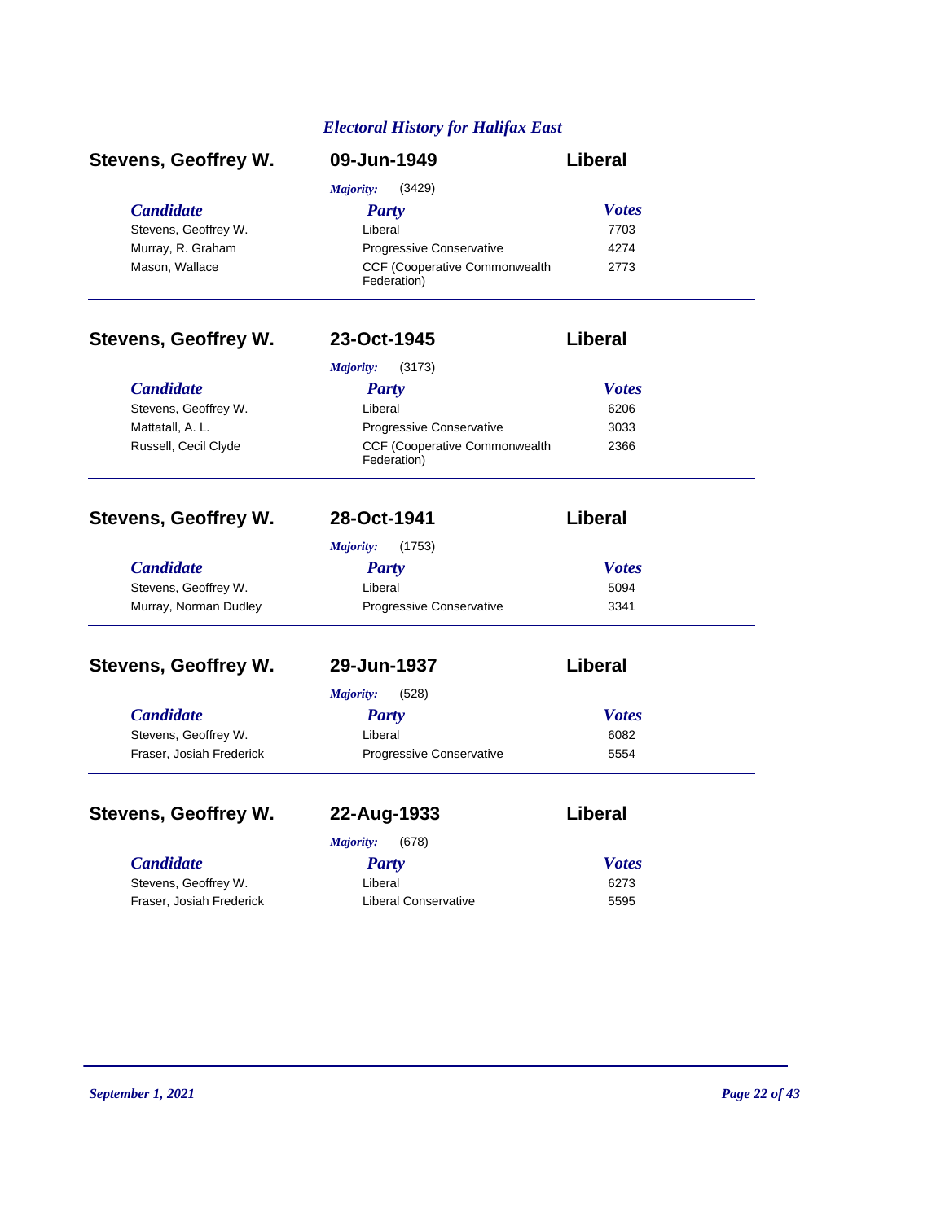## *Electoral History for Halifax East*

### Stevens, Geoffrey W. — 09-Jun-1949 — Liberal

*Majority:* (3429)

| *Candidate* | *Party* | *Votes* |
|---|---|---|
| Stevens, Geoffrey W. | Liberal | 7703 |
| Murray, R. Graham | Progressive Conservative | 4274 |
| Mason, Wallace | CCF (Cooperative Commonwealth Federation) | 2773 |

---

### Stevens, Geoffrey W. — 23-Oct-1945 — Liberal

*Majority:* (3173)

| *Candidate* | *Party* | *Votes* |
|---|---|---|
| Stevens, Geoffrey W. | Liberal | 6206 |
| Mattatall, A. L. | Progressive Conservative | 3033 |
| Russell, Cecil Clyde | CCF (Cooperative Commonwealth Federation) | 2366 |

---

### Stevens, Geoffrey W. — 28-Oct-1941 — Liberal

*Majority:* (1753)

| *Candidate* | *Party* | *Votes* |
|---|---|---|
| Stevens, Geoffrey W. | Liberal | 5094 |
| Murray, Norman Dudley | Progressive Conservative | 3341 |

---

### Stevens, Geoffrey W. — 29-Jun-1937 — Liberal

*Majority:* (528)

| *Candidate* | *Party* | *Votes* |
|---|---|---|
| Stevens, Geoffrey W. | Liberal | 6082 |
| Fraser, Josiah Frederick | Progressive Conservative | 5554 |

---

### Stevens, Geoffrey W. — 22-Aug-1933 — Liberal

*Majority:* (678)

| *Candidate* | *Party* | *Votes* |
|---|---|---|
| Stevens, Geoffrey W. | Liberal | 6273 |
| Fraser, Josiah Frederick | Liberal Conservative | 5595 |

---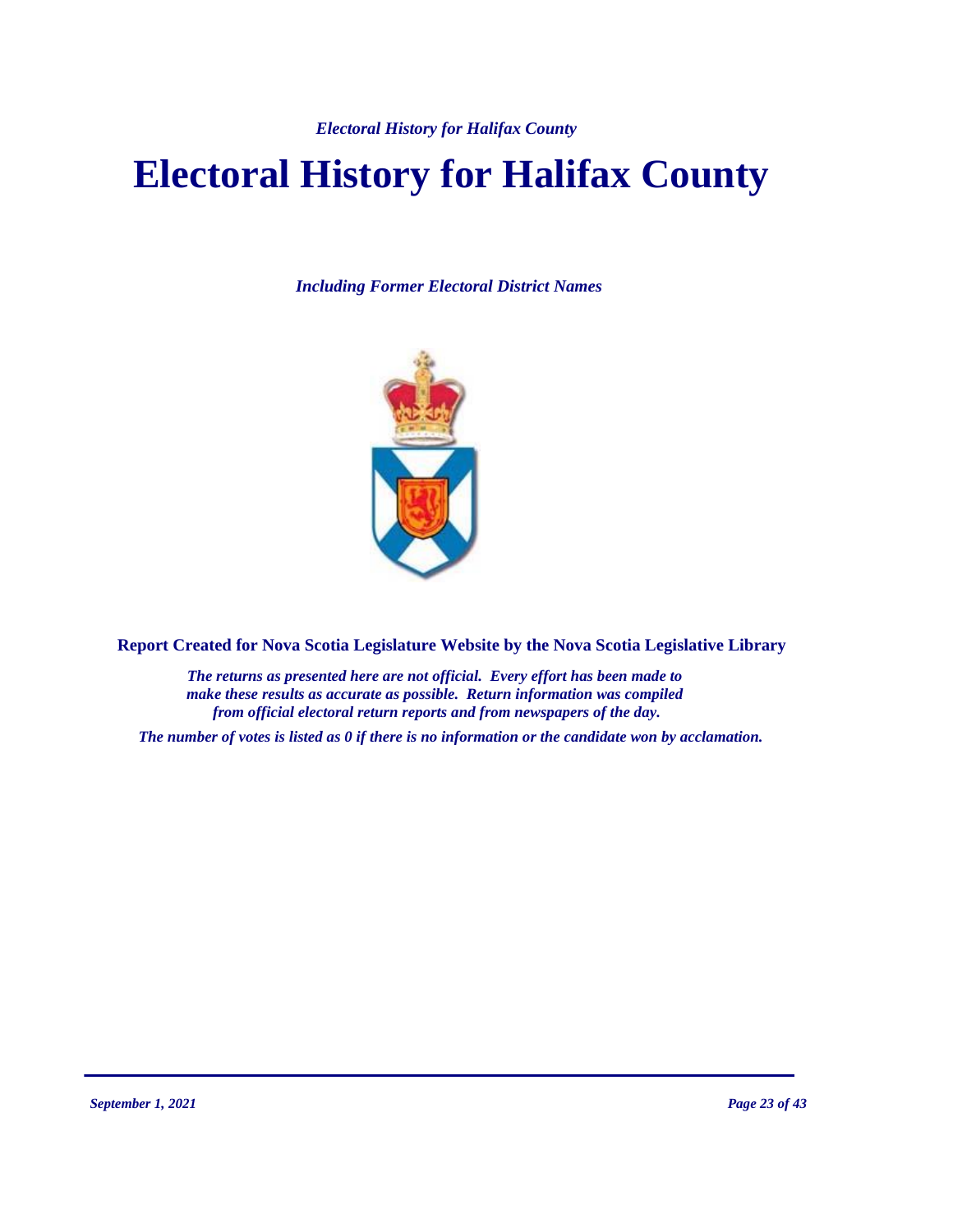# Electoral History for Halifax County

*Including Former Electoral District Names*

**Report Created for Nova Scotia Legislature Website by the Nova Scotia Legislative Library**

*The returns as presented here are not official. Every effort has been made to make these results as accurate as possible. Return information was compiled from official electoral return reports and from newspapers of the day.*

*The number of votes is listed as 0 if there is no information or the candidate won by acclamation.*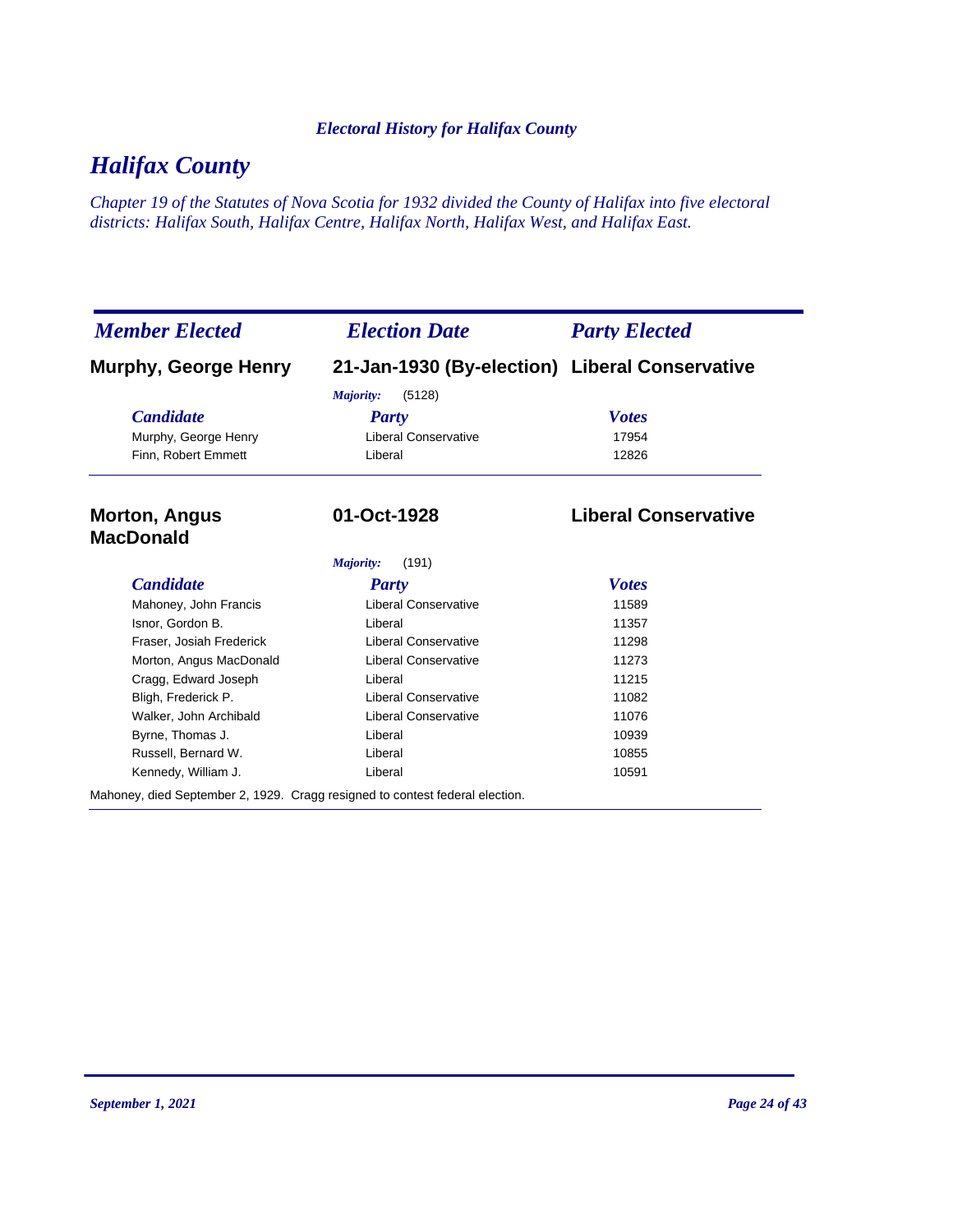*Electoral History for Halifax County*

# Halifax County

*Chapter 19 of the Statutes of Nova Scotia for 1932 divided the County of Halifax into five electoral districts: Halifax South, Halifax Centre, Halifax North, Halifax West, and Halifax East.*

| *Member Elected* | *Election Date* | *Party Elected* |
|---|---|---|
| **Murphy, George Henry** | **21-Jan-1930 (By-election)** | **Liberal Conservative** |

*Majority:* (5128)

| *Candidate* | *Party* | *Votes* |
|---|---|---|
| Murphy, George Henry | Liberal Conservative | 17954 |
| Finn, Robert Emmett | Liberal | 12826 |

| *Member Elected* | *Election Date* | *Party Elected* |
|---|---|---|
| **Morton, Angus MacDonald** | **01-Oct-1928** | **Liberal Conservative** |

*Majority:* (191)

| *Candidate* | *Party* | *Votes* |
|---|---|---|
| Mahoney, John Francis | Liberal Conservative | 11589 |
| Isnor, Gordon B. | Liberal | 11357 |
| Fraser, Josiah Frederick | Liberal Conservative | 11298 |
| Morton, Angus MacDonald | Liberal Conservative | 11273 |
| Cragg, Edward Joseph | Liberal | 11215 |
| Bligh, Frederick P. | Liberal Conservative | 11082 |
| Walker, John Archibald | Liberal Conservative | 11076 |
| Byrne, Thomas J. | Liberal | 10939 |
| Russell, Bernard W. | Liberal | 10855 |
| Kennedy, William J. | Liberal | 10591 |

Mahoney, died September 2, 1929. Cragg resigned to contest federal election.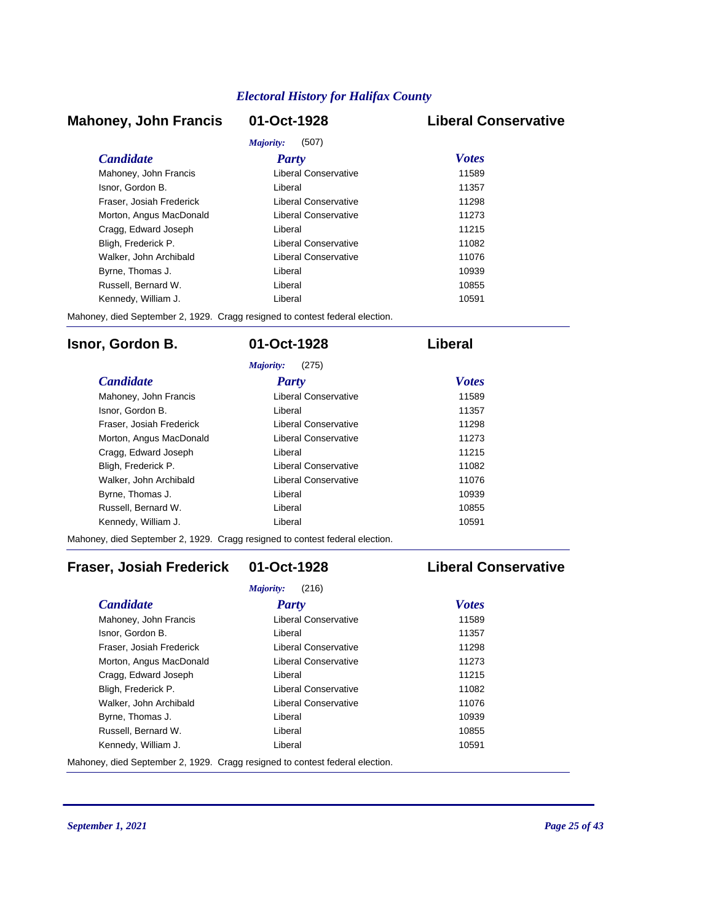## Mahoney, John Francis — 01-Oct-1928 — Liberal Conservative

*Majority:* (507)

| *Candidate* | *Party* | *Votes* |
|---|---|---|
| Mahoney, John Francis | Liberal Conservative | 11589 |
| Isnor, Gordon B. | Liberal | 11357 |
| Fraser, Josiah Frederick | Liberal Conservative | 11298 |
| Morton, Angus MacDonald | Liberal Conservative | 11273 |
| Cragg, Edward Joseph | Liberal | 11215 |
| Bligh, Frederick P. | Liberal Conservative | 11082 |
| Walker, John Archibald | Liberal Conservative | 11076 |
| Byrne, Thomas J. | Liberal | 10939 |
| Russell, Bernard W. | Liberal | 10855 |
| Kennedy, William J. | Liberal | 10591 |

Mahoney, died September 2, 1929. Cragg resigned to contest federal election.

---

## Isnor, Gordon B. — 01-Oct-1928 — Liberal

*Majority:* (275)

| *Candidate* | *Party* | *Votes* |
|---|---|---|
| Mahoney, John Francis | Liberal Conservative | 11589 |
| Isnor, Gordon B. | Liberal | 11357 |
| Fraser, Josiah Frederick | Liberal Conservative | 11298 |
| Morton, Angus MacDonald | Liberal Conservative | 11273 |
| Cragg, Edward Joseph | Liberal | 11215 |
| Bligh, Frederick P. | Liberal Conservative | 11082 |
| Walker, John Archibald | Liberal Conservative | 11076 |
| Byrne, Thomas J. | Liberal | 10939 |
| Russell, Bernard W. | Liberal | 10855 |
| Kennedy, William J. | Liberal | 10591 |

Mahoney, died September 2, 1929. Cragg resigned to contest federal election.

---

## Fraser, Josiah Frederick — 01-Oct-1928 — Liberal Conservative

*Majority:* (216)

| *Candidate* | *Party* | *Votes* |
|---|---|---|
| Mahoney, John Francis | Liberal Conservative | 11589 |
| Isnor, Gordon B. | Liberal | 11357 |
| Fraser, Josiah Frederick | Liberal Conservative | 11298 |
| Morton, Angus MacDonald | Liberal Conservative | 11273 |
| Cragg, Edward Joseph | Liberal | 11215 |
| Bligh, Frederick P. | Liberal Conservative | 11082 |
| Walker, John Archibald | Liberal Conservative | 11076 |
| Byrne, Thomas J. | Liberal | 10939 |
| Russell, Bernard W. | Liberal | 10855 |
| Kennedy, William J. | Liberal | 10591 |

Mahoney, died September 2, 1929. Cragg resigned to contest federal election.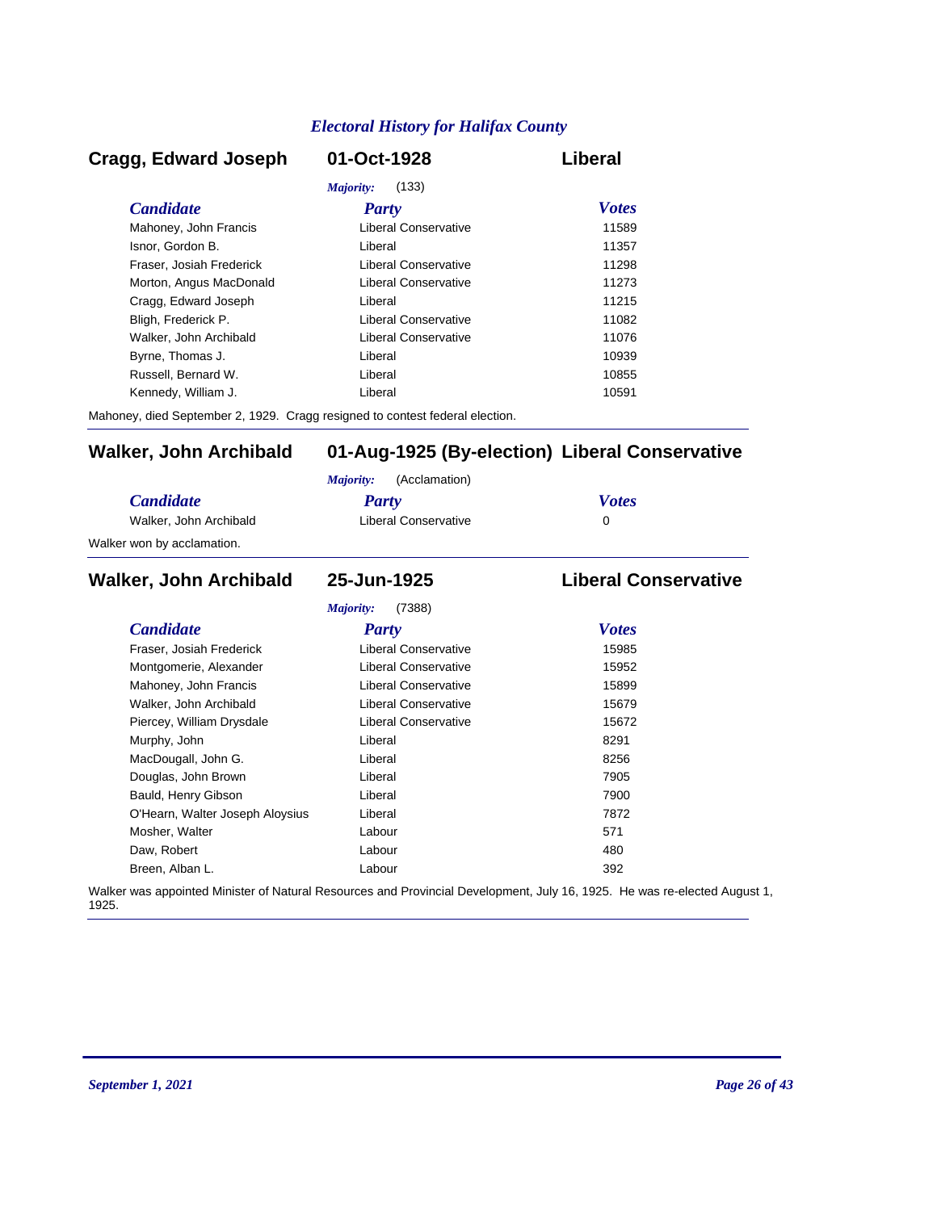# Electoral History for Halifax County

## Cragg, Edward Joseph — 01-Oct-1928 — Liberal

*Majority:* (133)

| Candidate | Party | Votes |
|---|---|---|
| Mahoney, John Francis | Liberal Conservative | 11589 |
| Isnor, Gordon B. | Liberal | 11357 |
| Fraser, Josiah Frederick | Liberal Conservative | 11298 |
| Morton, Angus MacDonald | Liberal Conservative | 11273 |
| Cragg, Edward Joseph | Liberal | 11215 |
| Bligh, Frederick P. | Liberal Conservative | 11082 |
| Walker, John Archibald | Liberal Conservative | 11076 |
| Byrne, Thomas J. | Liberal | 10939 |
| Russell, Bernard W. | Liberal | 10855 |
| Kennedy, William J. | Liberal | 10591 |

Mahoney, died September 2, 1929. Cragg resigned to contest federal election.

---

## Walker, John Archibald — 01-Aug-1925 (By-election) — Liberal Conservative

*Majority:* (Acclamation)

| Candidate | Party | Votes |
|---|---|---|
| Walker, John Archibald | Liberal Conservative | 0 |

Walker won by acclamation.

---

## Walker, John Archibald — 25-Jun-1925 — Liberal Conservative

*Majority:* (7388)

| Candidate | Party | Votes |
|---|---|---|
| Fraser, Josiah Frederick | Liberal Conservative | 15985 |
| Montgomerie, Alexander | Liberal Conservative | 15952 |
| Mahoney, John Francis | Liberal Conservative | 15899 |
| Walker, John Archibald | Liberal Conservative | 15679 |
| Piercey, William Drysdale | Liberal Conservative | 15672 |
| Murphy, John | Liberal | 8291 |
| MacDougall, John G. | Liberal | 8256 |
| Douglas, John Brown | Liberal | 7905 |
| Bauld, Henry Gibson | Liberal | 7900 |
| O'Hearn, Walter Joseph Aloysius | Liberal | 7872 |
| Mosher, Walter | Labour | 571 |
| Daw, Robert | Labour | 480 |
| Breen, Alban L. | Labour | 392 |

Walker was appointed Minister of Natural Resources and Provincial Development, July 16, 1925. He was re-elected August 1, 1925.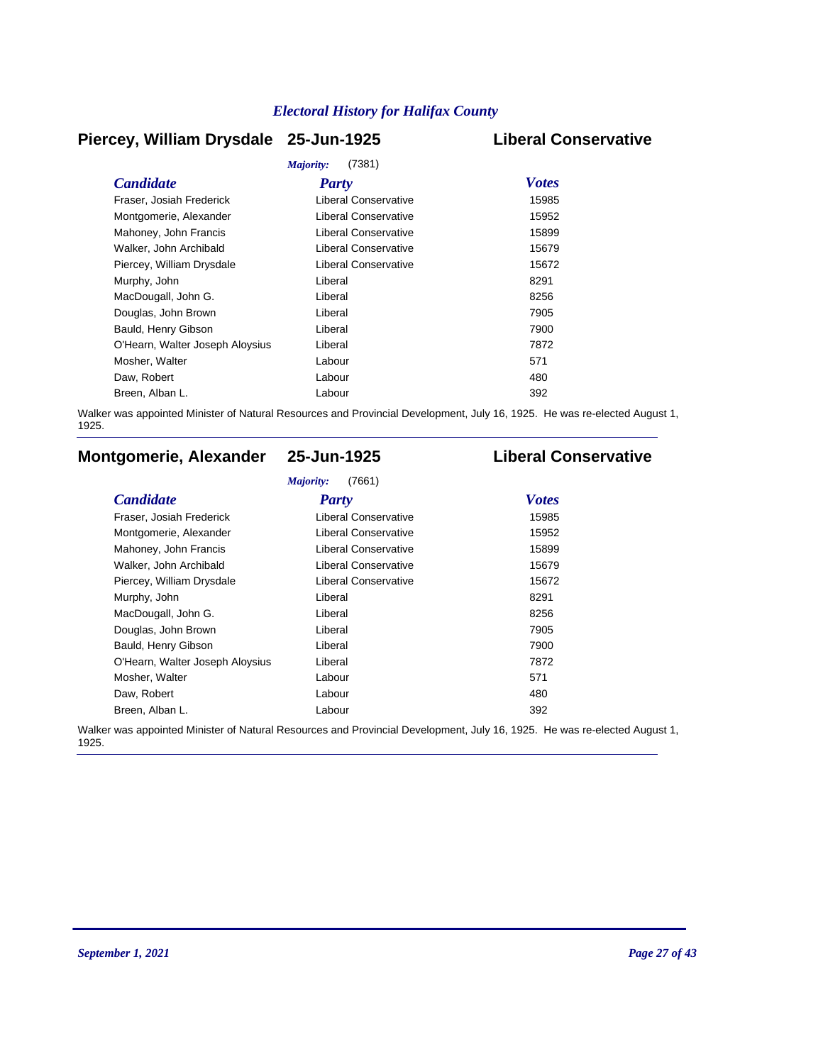## Piercey, William Drysdale 25-Jun-1925 Liberal Conservative

*Majority:* (7381)

| *Candidate* | *Party* | *Votes* |
|---|---|---|
| Fraser, Josiah Frederick | Liberal Conservative | 15985 |
| Montgomerie, Alexander | Liberal Conservative | 15952 |
| Mahoney, John Francis | Liberal Conservative | 15899 |
| Walker, John Archibald | Liberal Conservative | 15679 |
| Piercey, William Drysdale | Liberal Conservative | 15672 |
| Murphy, John | Liberal | 8291 |
| MacDougall, John G. | Liberal | 8256 |
| Douglas, John Brown | Liberal | 7905 |
| Bauld, Henry Gibson | Liberal | 7900 |
| O'Hearn, Walter Joseph Aloysius | Liberal | 7872 |
| Mosher, Walter | Labour | 571 |
| Daw, Robert | Labour | 480 |
| Breen, Alban L. | Labour | 392 |

Walker was appointed Minister of Natural Resources and Provincial Development, July 16, 1925. He was re-elected August 1, 1925.

## Montgomerie, Alexander 25-Jun-1925 Liberal Conservative

*Majority:* (7661)

| *Candidate* | *Party* | *Votes* |
|---|---|---|
| Fraser, Josiah Frederick | Liberal Conservative | 15985 |
| Montgomerie, Alexander | Liberal Conservative | 15952 |
| Mahoney, John Francis | Liberal Conservative | 15899 |
| Walker, John Archibald | Liberal Conservative | 15679 |
| Piercey, William Drysdale | Liberal Conservative | 15672 |
| Murphy, John | Liberal | 8291 |
| MacDougall, John G. | Liberal | 8256 |
| Douglas, John Brown | Liberal | 7905 |
| Bauld, Henry Gibson | Liberal | 7900 |
| O'Hearn, Walter Joseph Aloysius | Liberal | 7872 |
| Mosher, Walter | Labour | 571 |
| Daw, Robert | Labour | 480 |
| Breen, Alban L. | Labour | 392 |

Walker was appointed Minister of Natural Resources and Provincial Development, July 16, 1925. He was re-elected August 1, 1925.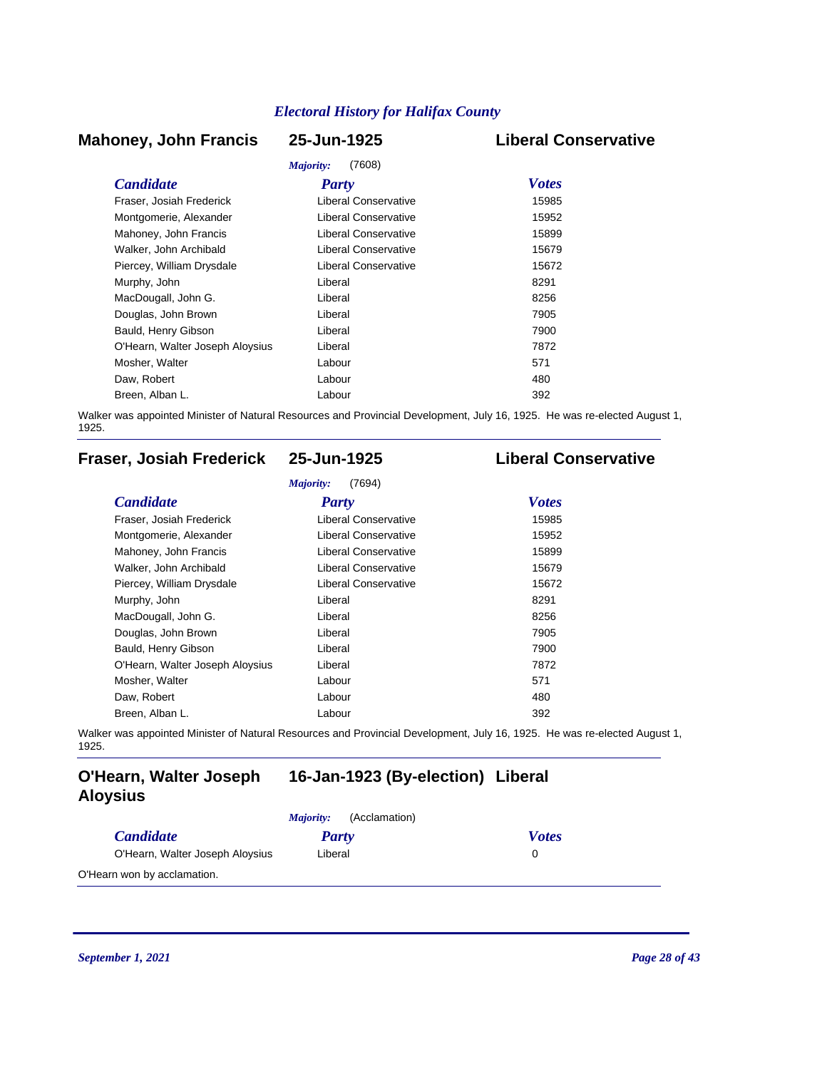## Mahoney, John Francis — 25-Jun-1925 — Liberal Conservative

*Majority:* (7608)

| *Candidate* | *Party* | *Votes* |
|---|---|---|
| Fraser, Josiah Frederick | Liberal Conservative | 15985 |
| Montgomerie, Alexander | Liberal Conservative | 15952 |
| Mahoney, John Francis | Liberal Conservative | 15899 |
| Walker, John Archibald | Liberal Conservative | 15679 |
| Piercey, William Drysdale | Liberal Conservative | 15672 |
| Murphy, John | Liberal | 8291 |
| MacDougall, John G. | Liberal | 8256 |
| Douglas, John Brown | Liberal | 7905 |
| Bauld, Henry Gibson | Liberal | 7900 |
| O'Hearn, Walter Joseph Aloysius | Liberal | 7872 |
| Mosher, Walter | Labour | 571 |
| Daw, Robert | Labour | 480 |
| Breen, Alban L. | Labour | 392 |

Walker was appointed Minister of Natural Resources and Provincial Development, July 16, 1925. He was re-elected August 1, 1925.

---

## Fraser, Josiah Frederick — 25-Jun-1925 — Liberal Conservative

*Majority:* (7694)

| *Candidate* | *Party* | *Votes* |
|---|---|---|
| Fraser, Josiah Frederick | Liberal Conservative | 15985 |
| Montgomerie, Alexander | Liberal Conservative | 15952 |
| Mahoney, John Francis | Liberal Conservative | 15899 |
| Walker, John Archibald | Liberal Conservative | 15679 |
| Piercey, William Drysdale | Liberal Conservative | 15672 |
| Murphy, John | Liberal | 8291 |
| MacDougall, John G. | Liberal | 8256 |
| Douglas, John Brown | Liberal | 7905 |
| Bauld, Henry Gibson | Liberal | 7900 |
| O'Hearn, Walter Joseph Aloysius | Liberal | 7872 |
| Mosher, Walter | Labour | 571 |
| Daw, Robert | Labour | 480 |
| Breen, Alban L. | Labour | 392 |

Walker was appointed Minister of Natural Resources and Provincial Development, July 16, 1925. He was re-elected August 1, 1925.

---

## O'Hearn, Walter Joseph Aloysius — 16-Jan-1923 (By-election) — Liberal

*Majority:* (Acclamation)

| *Candidate* | *Party* | *Votes* |
|---|---|---|
| O'Hearn, Walter Joseph Aloysius | Liberal | 0 |

O'Hearn won by acclamation.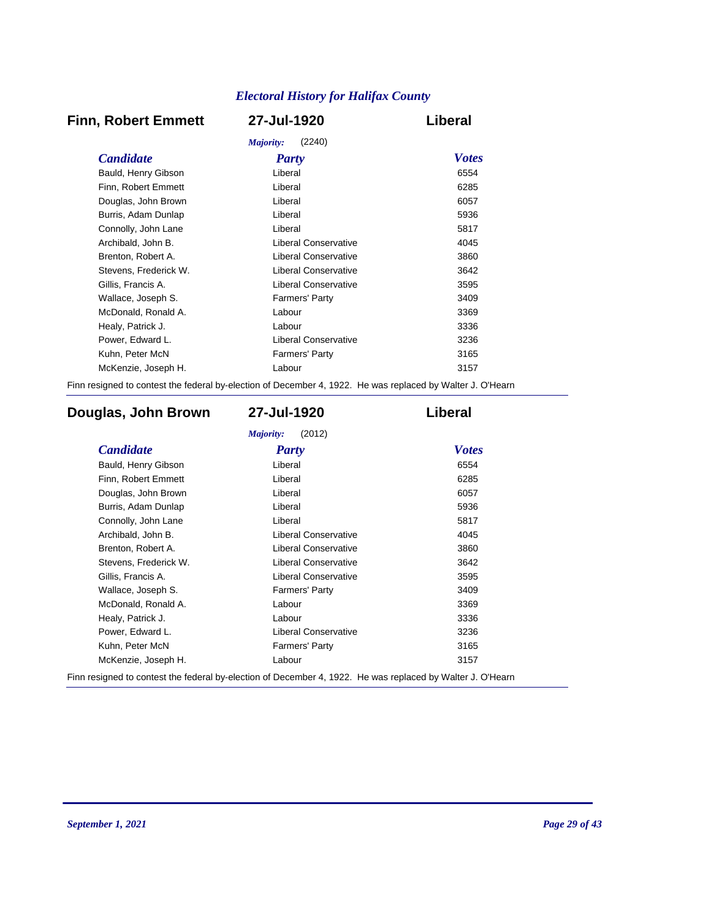## Electoral History for Halifax County

### Finn, Robert Emmett — 27-Jul-1920 — Liberal

*Majority:* (2240)

| Candidate | Party | Votes |
|---|---|---|
| Bauld, Henry Gibson | Liberal | 6554 |
| Finn, Robert Emmett | Liberal | 6285 |
| Douglas, John Brown | Liberal | 6057 |
| Burris, Adam Dunlap | Liberal | 5936 |
| Connolly, John Lane | Liberal | 5817 |
| Archibald, John B. | Liberal Conservative | 4045 |
| Brenton, Robert A. | Liberal Conservative | 3860 |
| Stevens, Frederick W. | Liberal Conservative | 3642 |
| Gillis, Francis A. | Liberal Conservative | 3595 |
| Wallace, Joseph S. | Farmers' Party | 3409 |
| McDonald, Ronald A. | Labour | 3369 |
| Healy, Patrick J. | Labour | 3336 |
| Power, Edward L. | Liberal Conservative | 3236 |
| Kuhn, Peter McN | Farmers' Party | 3165 |
| McKenzie, Joseph H. | Labour | 3157 |

Finn resigned to contest the federal by-election of December 4, 1922. He was replaced by Walter J. O'Hearn

---

### Douglas, John Brown — 27-Jul-1920 — Liberal

*Majority:* (2012)

| Candidate | Party | Votes |
|---|---|---|
| Bauld, Henry Gibson | Liberal | 6554 |
| Finn, Robert Emmett | Liberal | 6285 |
| Douglas, John Brown | Liberal | 6057 |
| Burris, Adam Dunlap | Liberal | 5936 |
| Connolly, John Lane | Liberal | 5817 |
| Archibald, John B. | Liberal Conservative | 4045 |
| Brenton, Robert A. | Liberal Conservative | 3860 |
| Stevens, Frederick W. | Liberal Conservative | 3642 |
| Gillis, Francis A. | Liberal Conservative | 3595 |
| Wallace, Joseph S. | Farmers' Party | 3409 |
| McDonald, Ronald A. | Labour | 3369 |
| Healy, Patrick J. | Labour | 3336 |
| Power, Edward L. | Liberal Conservative | 3236 |
| Kuhn, Peter McN | Farmers' Party | 3165 |
| McKenzie, Joseph H. | Labour | 3157 |

Finn resigned to contest the federal by-election of December 4, 1922. He was replaced by Walter J. O'Hearn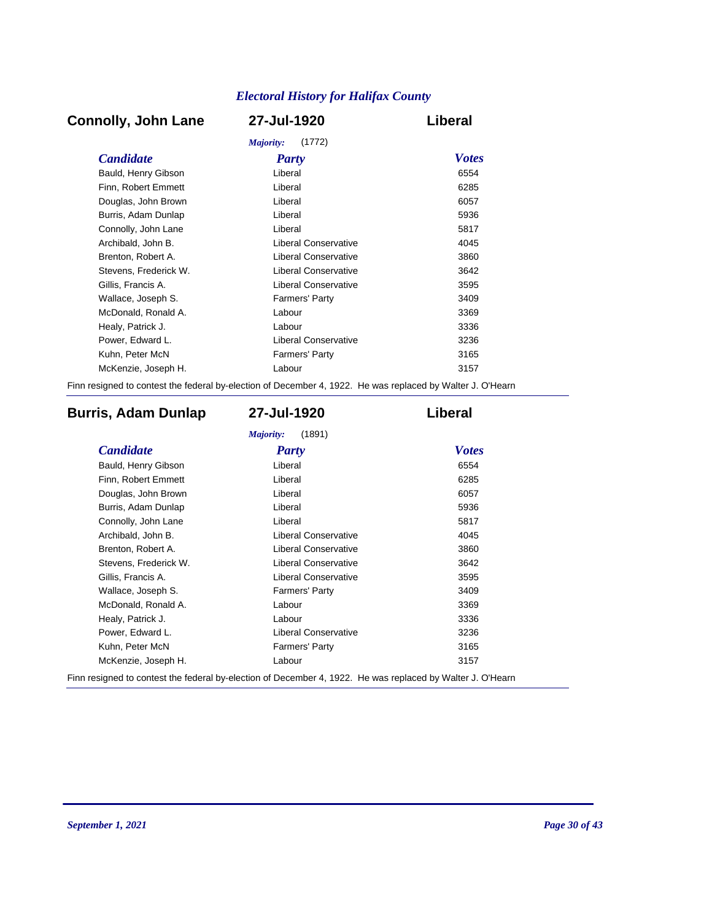*Electoral History for Halifax County*

## Connolly, John Lane — 27-Jul-1920 — Liberal

*Majority:* (1772)

| Candidate | Party | Votes |
|---|---|---|
| Bauld, Henry Gibson | Liberal | 6554 |
| Finn, Robert Emmett | Liberal | 6285 |
| Douglas, John Brown | Liberal | 6057 |
| Burris, Adam Dunlap | Liberal | 5936 |
| Connolly, John Lane | Liberal | 5817 |
| Archibald, John B. | Liberal Conservative | 4045 |
| Brenton, Robert A. | Liberal Conservative | 3860 |
| Stevens, Frederick W. | Liberal Conservative | 3642 |
| Gillis, Francis A. | Liberal Conservative | 3595 |
| Wallace, Joseph S. | Farmers' Party | 3409 |
| McDonald, Ronald A. | Labour | 3369 |
| Healy, Patrick J. | Labour | 3336 |
| Power, Edward L. | Liberal Conservative | 3236 |
| Kuhn, Peter McN | Farmers' Party | 3165 |
| McKenzie, Joseph H. | Labour | 3157 |

Finn resigned to contest the federal by-election of December 4, 1922. He was replaced by Walter J. O'Hearn

## Burris, Adam Dunlap — 27-Jul-1920 — Liberal

*Majority:* (1891)

| Candidate | Party | Votes |
|---|---|---|
| Bauld, Henry Gibson | Liberal | 6554 |
| Finn, Robert Emmett | Liberal | 6285 |
| Douglas, John Brown | Liberal | 6057 |
| Burris, Adam Dunlap | Liberal | 5936 |
| Connolly, John Lane | Liberal | 5817 |
| Archibald, John B. | Liberal Conservative | 4045 |
| Brenton, Robert A. | Liberal Conservative | 3860 |
| Stevens, Frederick W. | Liberal Conservative | 3642 |
| Gillis, Francis A. | Liberal Conservative | 3595 |
| Wallace, Joseph S. | Farmers' Party | 3409 |
| McDonald, Ronald A. | Labour | 3369 |
| Healy, Patrick J. | Labour | 3336 |
| Power, Edward L. | Liberal Conservative | 3236 |
| Kuhn, Peter McN | Farmers' Party | 3165 |
| McKenzie, Joseph H. | Labour | 3157 |

Finn resigned to contest the federal by-election of December 4, 1922. He was replaced by Walter J. O'Hearn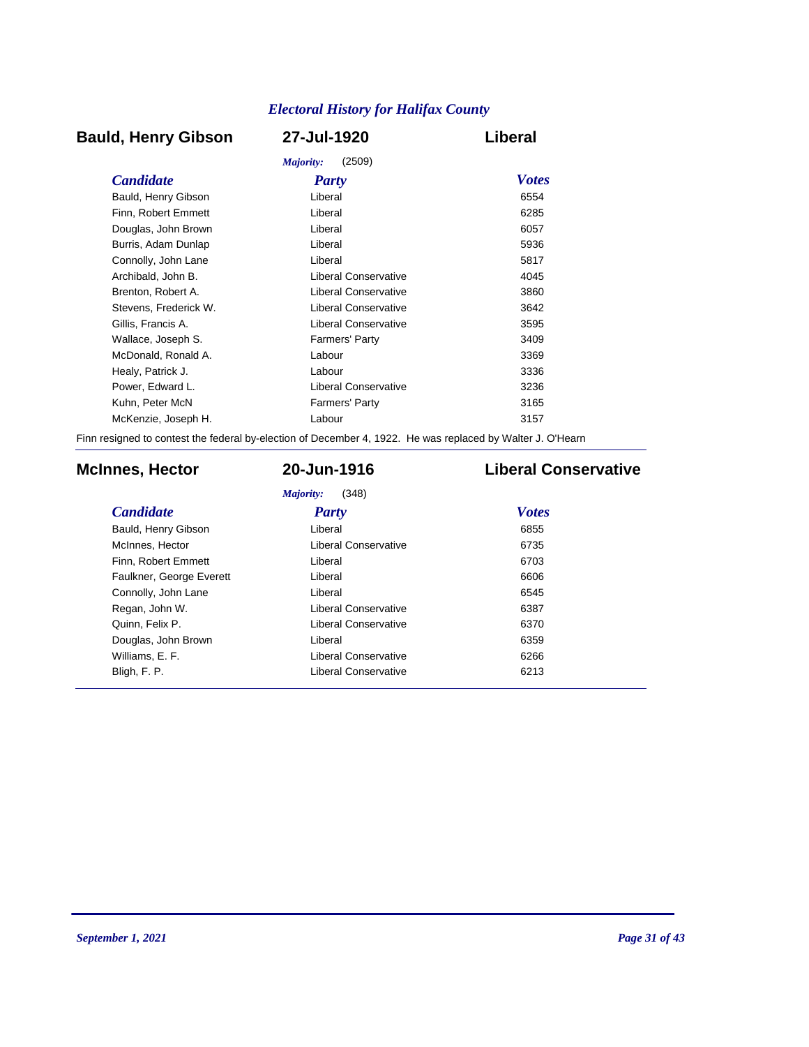## Bauld, Henry Gibson — 27-Jul-1920 — Liberal

*Majority:* (2509)

| Candidate | Party | Votes |
|---|---|---|
| Bauld, Henry Gibson | Liberal | 6554 |
| Finn, Robert Emmett | Liberal | 6285 |
| Douglas, John Brown | Liberal | 6057 |
| Burris, Adam Dunlap | Liberal | 5936 |
| Connolly, John Lane | Liberal | 5817 |
| Archibald, John B. | Liberal Conservative | 4045 |
| Brenton, Robert A. | Liberal Conservative | 3860 |
| Stevens, Frederick W. | Liberal Conservative | 3642 |
| Gillis, Francis A. | Liberal Conservative | 3595 |
| Wallace, Joseph S. | Farmers' Party | 3409 |
| McDonald, Ronald A. | Labour | 3369 |
| Healy, Patrick J. | Labour | 3336 |
| Power, Edward L. | Liberal Conservative | 3236 |
| Kuhn, Peter McN | Farmers' Party | 3165 |
| McKenzie, Joseph H. | Labour | 3157 |

Finn resigned to contest the federal by-election of December 4, 1922. He was replaced by Walter J. O'Hearn

## McInnes, Hector — 20-Jun-1916 — Liberal Conservative

*Majority:* (348)

| Candidate | Party | Votes |
|---|---|---|
| Bauld, Henry Gibson | Liberal | 6855 |
| McInnes, Hector | Liberal Conservative | 6735 |
| Finn, Robert Emmett | Liberal | 6703 |
| Faulkner, George Everett | Liberal | 6606 |
| Connolly, John Lane | Liberal | 6545 |
| Regan, John W. | Liberal Conservative | 6387 |
| Quinn, Felix P. | Liberal Conservative | 6370 |
| Douglas, John Brown | Liberal | 6359 |
| Williams, E. F. | Liberal Conservative | 6266 |
| Bligh, F. P. | Liberal Conservative | 6213 |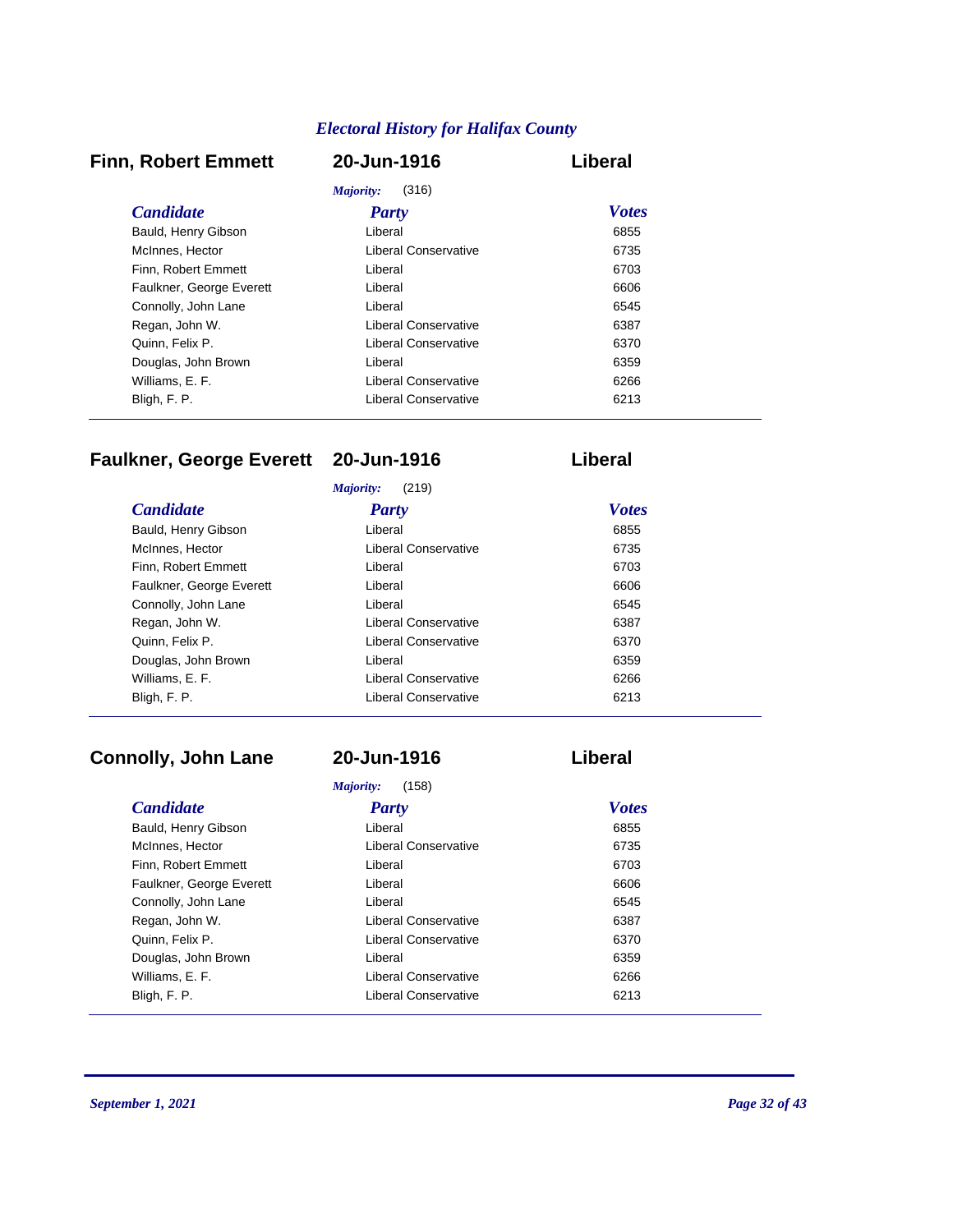*Electoral History for Halifax County*

## Finn, Robert Emmett — 20-Jun-1916 — Liberal

*Majority:* (316)

| *Candidate* | *Party* | *Votes* |
|---|---|---|
| Bauld, Henry Gibson | Liberal | 6855 |
| McInnes, Hector | Liberal Conservative | 6735 |
| Finn, Robert Emmett | Liberal | 6703 |
| Faulkner, George Everett | Liberal | 6606 |
| Connolly, John Lane | Liberal | 6545 |
| Regan, John W. | Liberal Conservative | 6387 |
| Quinn, Felix P. | Liberal Conservative | 6370 |
| Douglas, John Brown | Liberal | 6359 |
| Williams, E. F. | Liberal Conservative | 6266 |
| Bligh, F. P. | Liberal Conservative | 6213 |

## Faulkner, George Everett — 20-Jun-1916 — Liberal

*Majority:* (219)

| *Candidate* | *Party* | *Votes* |
|---|---|---|
| Bauld, Henry Gibson | Liberal | 6855 |
| McInnes, Hector | Liberal Conservative | 6735 |
| Finn, Robert Emmett | Liberal | 6703 |
| Faulkner, George Everett | Liberal | 6606 |
| Connolly, John Lane | Liberal | 6545 |
| Regan, John W. | Liberal Conservative | 6387 |
| Quinn, Felix P. | Liberal Conservative | 6370 |
| Douglas, John Brown | Liberal | 6359 |
| Williams, E. F. | Liberal Conservative | 6266 |
| Bligh, F. P. | Liberal Conservative | 6213 |

## Connolly, John Lane — 20-Jun-1916 — Liberal

*Majority:* (158)

| *Candidate* | *Party* | *Votes* |
|---|---|---|
| Bauld, Henry Gibson | Liberal | 6855 |
| McInnes, Hector | Liberal Conservative | 6735 |
| Finn, Robert Emmett | Liberal | 6703 |
| Faulkner, George Everett | Liberal | 6606 |
| Connolly, John Lane | Liberal | 6545 |
| Regan, John W. | Liberal Conservative | 6387 |
| Quinn, Felix P. | Liberal Conservative | 6370 |
| Douglas, John Brown | Liberal | 6359 |
| Williams, E. F. | Liberal Conservative | 6266 |
| Bligh, F. P. | Liberal Conservative | 6213 |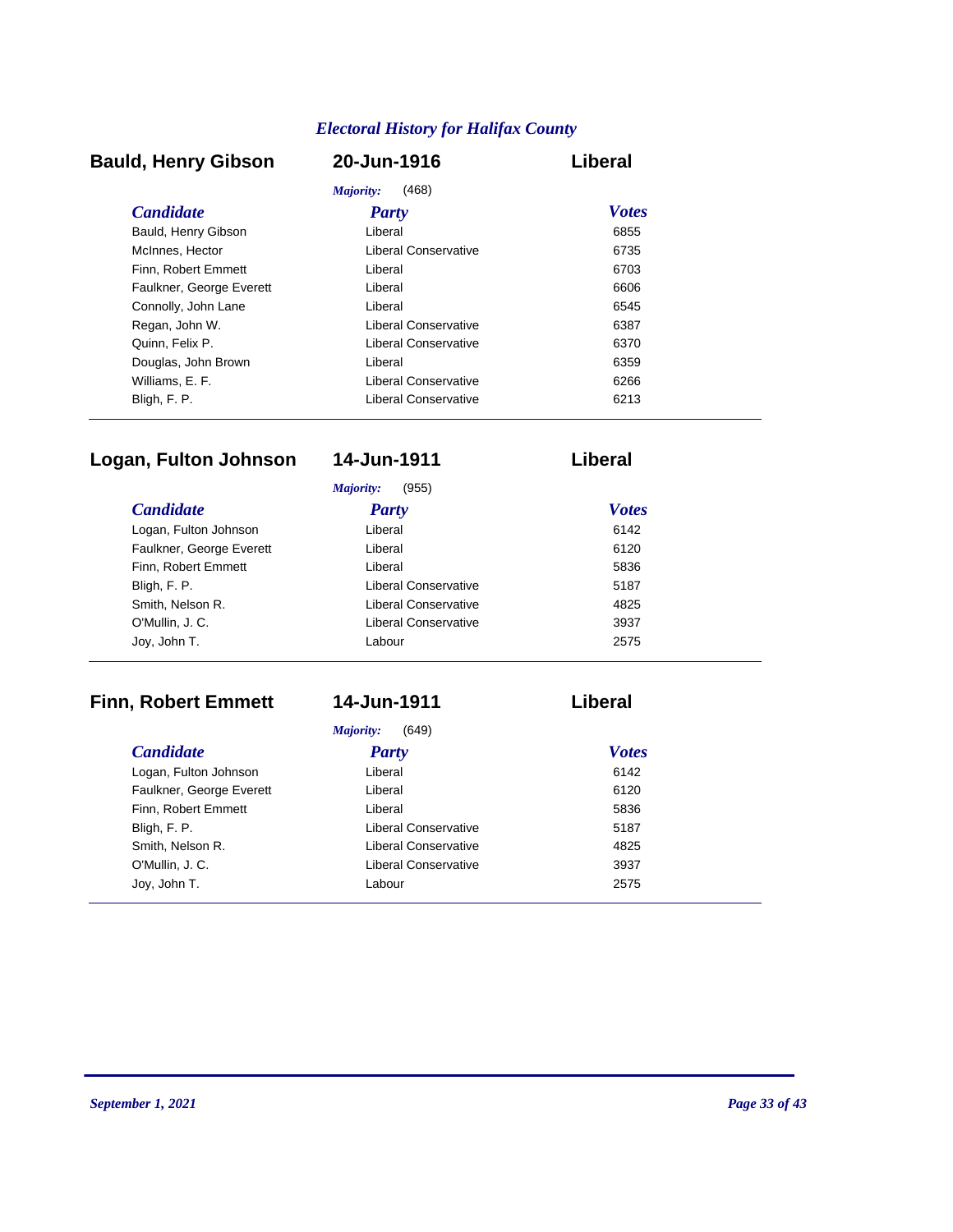*Electoral History for Halifax County*

## Bauld, Henry Gibson — 20-Jun-1916 — Liberal

*Majority:* (468)

| Candidate | Party | Votes |
|---|---|---|
| Bauld, Henry Gibson | Liberal | 6855 |
| McInnes, Hector | Liberal Conservative | 6735 |
| Finn, Robert Emmett | Liberal | 6703 |
| Faulkner, George Everett | Liberal | 6606 |
| Connolly, John Lane | Liberal | 6545 |
| Regan, John W. | Liberal Conservative | 6387 |
| Quinn, Felix P. | Liberal Conservative | 6370 |
| Douglas, John Brown | Liberal | 6359 |
| Williams, E. F. | Liberal Conservative | 6266 |
| Bligh, F. P. | Liberal Conservative | 6213 |

## Logan, Fulton Johnson — 14-Jun-1911 — Liberal

*Majority:* (955)

| Candidate | Party | Votes |
|---|---|---|
| Logan, Fulton Johnson | Liberal | 6142 |
| Faulkner, George Everett | Liberal | 6120 |
| Finn, Robert Emmett | Liberal | 5836 |
| Bligh, F. P. | Liberal Conservative | 5187 |
| Smith, Nelson R. | Liberal Conservative | 4825 |
| O'Mullin, J. C. | Liberal Conservative | 3937 |
| Joy, John T. | Labour | 2575 |

## Finn, Robert Emmett — 14-Jun-1911 — Liberal

*Majority:* (649)

| Candidate | Party | Votes |
|---|---|---|
| Logan, Fulton Johnson | Liberal | 6142 |
| Faulkner, George Everett | Liberal | 6120 |
| Finn, Robert Emmett | Liberal | 5836 |
| Bligh, F. P. | Liberal Conservative | 5187 |
| Smith, Nelson R. | Liberal Conservative | 4825 |
| O'Mullin, J. C. | Liberal Conservative | 3937 |
| Joy, John T. | Labour | 2575 |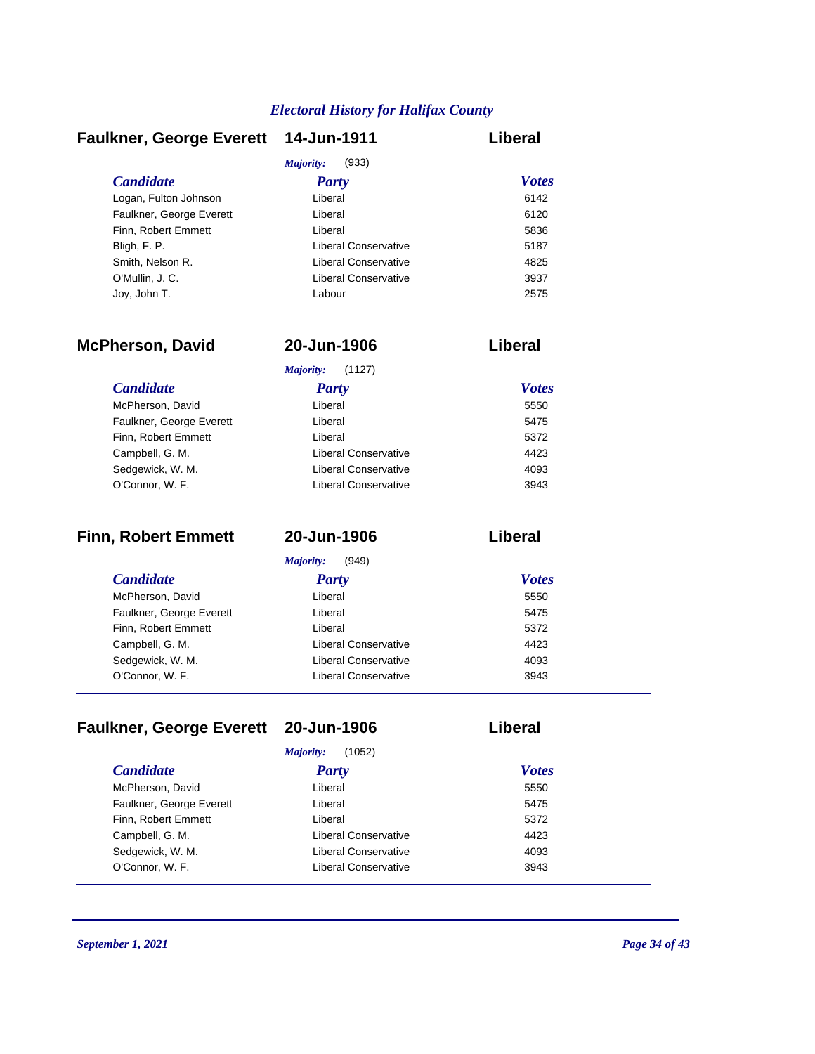## Faulkner, George Everett — 14-Jun-1911 — Liberal

*Majority:* (933)

| Candidate | Party | Votes |
|---|---|---|
| Logan, Fulton Johnson | Liberal | 6142 |
| Faulkner, George Everett | Liberal | 6120 |
| Finn, Robert Emmett | Liberal | 5836 |
| Bligh, F. P. | Liberal Conservative | 5187 |
| Smith, Nelson R. | Liberal Conservative | 4825 |
| O'Mullin, J. C. | Liberal Conservative | 3937 |
| Joy, John T. | Labour | 2575 |

## McPherson, David — 20-Jun-1906 — Liberal

*Majority:* (1127)

| Candidate | Party | Votes |
|---|---|---|
| McPherson, David | Liberal | 5550 |
| Faulkner, George Everett | Liberal | 5475 |
| Finn, Robert Emmett | Liberal | 5372 |
| Campbell, G. M. | Liberal Conservative | 4423 |
| Sedgewick, W. M. | Liberal Conservative | 4093 |
| O'Connor, W. F. | Liberal Conservative | 3943 |

## Finn, Robert Emmett — 20-Jun-1906 — Liberal

*Majority:* (949)

| Candidate | Party | Votes |
|---|---|---|
| McPherson, David | Liberal | 5550 |
| Faulkner, George Everett | Liberal | 5475 |
| Finn, Robert Emmett | Liberal | 5372 |
| Campbell, G. M. | Liberal Conservative | 4423 |
| Sedgewick, W. M. | Liberal Conservative | 4093 |
| O'Connor, W. F. | Liberal Conservative | 3943 |

## Faulkner, George Everett — 20-Jun-1906 — Liberal

*Majority:* (1052)

| Candidate | Party | Votes |
|---|---|---|
| McPherson, David | Liberal | 5550 |
| Faulkner, George Everett | Liberal | 5475 |
| Finn, Robert Emmett | Liberal | 5372 |
| Campbell, G. M. | Liberal Conservative | 4423 |
| Sedgewick, W. M. | Liberal Conservative | 4093 |
| O'Connor, W. F. | Liberal Conservative | 3943 |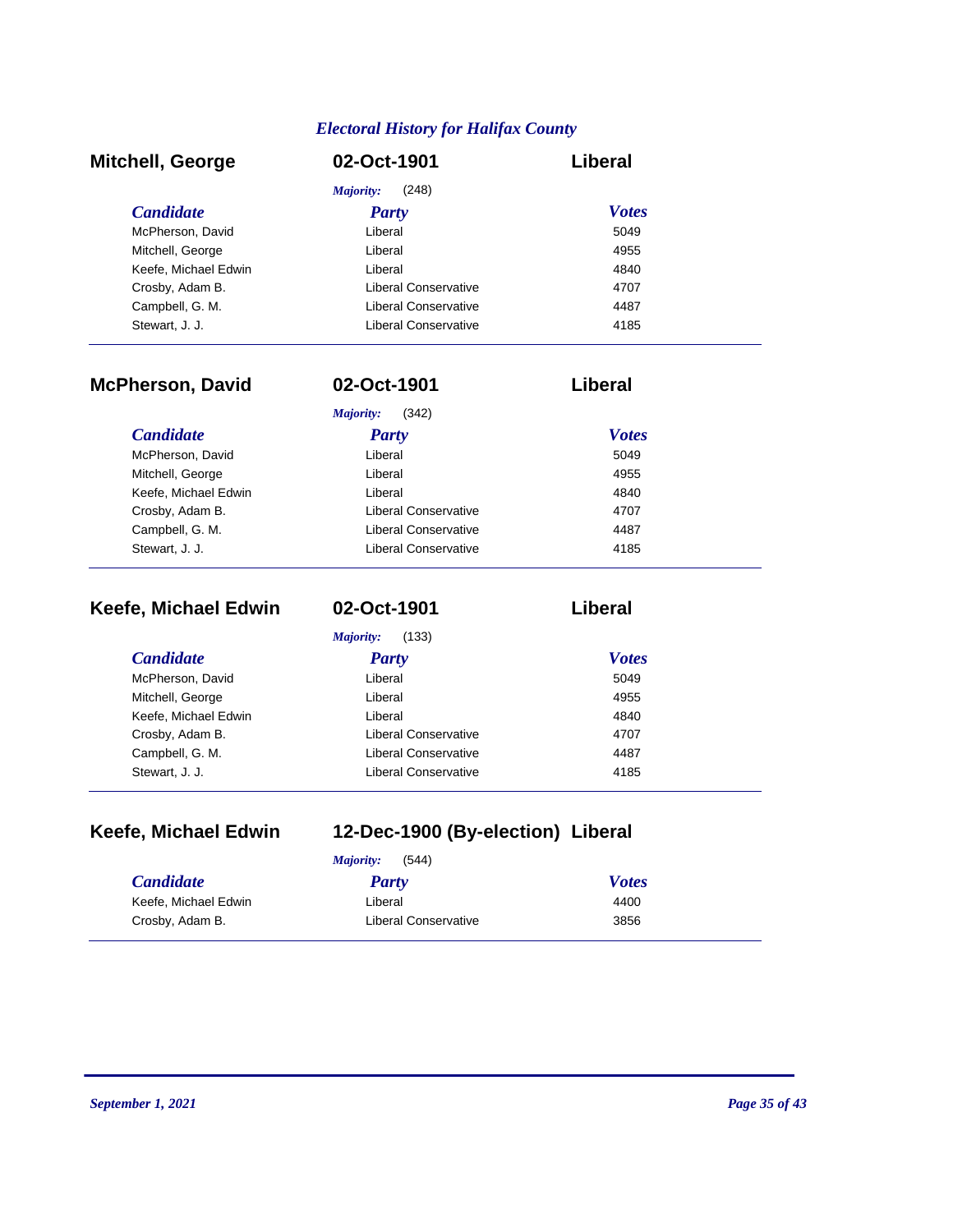## Electral History for Halifax County

### Mitchell, George — 02-Oct-1901 — Liberal

*Majority:* (248)

| Candidate | Party | Votes |
|---|---|---|
| McPherson, David | Liberal | 5049 |
| Mitchell, George | Liberal | 4955 |
| Keefe, Michael Edwin | Liberal | 4840 |
| Crosby, Adam B. | Liberal Conservative | 4707 |
| Campbell, G. M. | Liberal Conservative | 4487 |
| Stewart, J. J. | Liberal Conservative | 4185 |

### McPherson, David — 02-Oct-1901 — Liberal

*Majority:* (342)

| Candidate | Party | Votes |
|---|---|---|
| McPherson, David | Liberal | 5049 |
| Mitchell, George | Liberal | 4955 |
| Keefe, Michael Edwin | Liberal | 4840 |
| Crosby, Adam B. | Liberal Conservative | 4707 |
| Campbell, G. M. | Liberal Conservative | 4487 |
| Stewart, J. J. | Liberal Conservative | 4185 |

### Keefe, Michael Edwin — 02-Oct-1901 — Liberal

*Majority:* (133)

| Candidate | Party | Votes |
|---|---|---|
| McPherson, David | Liberal | 5049 |
| Mitchell, George | Liberal | 4955 |
| Keefe, Michael Edwin | Liberal | 4840 |
| Crosby, Adam B. | Liberal Conservative | 4707 |
| Campbell, G. M. | Liberal Conservative | 4487 |
| Stewart, J. J. | Liberal Conservative | 4185 |

### Keefe, Michael Edwin — 12-Dec-1900 (By-election) — Liberal

*Majority:* (544)

| Candidate | Party | Votes |
|---|---|---|
| Keefe, Michael Edwin | Liberal | 4400 |
| Crosby, Adam B. | Liberal Conservative | 3856 |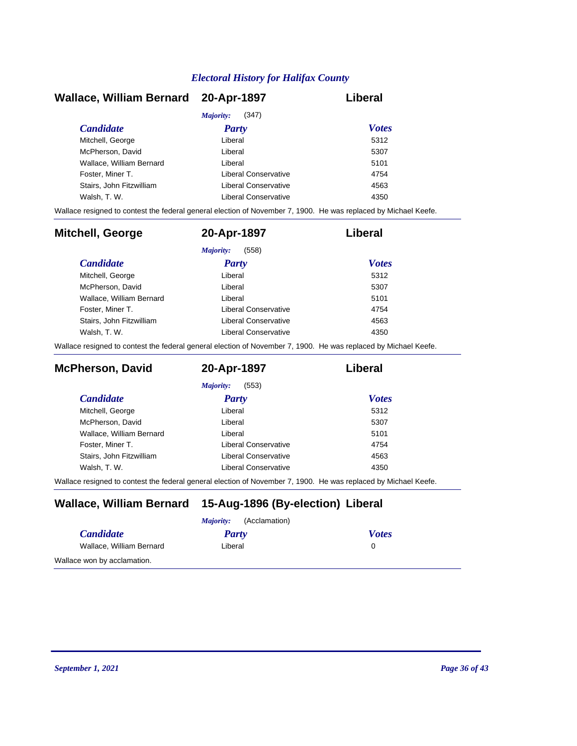## Wallace, William Bernard — 20-Apr-1897 — Liberal

*Majority:* (347)

| Candidate | Party | Votes |
|---|---|---|
| Mitchell, George | Liberal | 5312 |
| McPherson, David | Liberal | 5307 |
| Wallace, William Bernard | Liberal | 5101 |
| Foster, Miner T. | Liberal Conservative | 4754 |
| Stairs, John Fitzwilliam | Liberal Conservative | 4563 |
| Walsh, T. W. | Liberal Conservative | 4350 |

Wallace resigned to contest the federal general election of November 7, 1900. He was replaced by Michael Keefe.

## Mitchell, George — 20-Apr-1897 — Liberal

*Majority:* (558)

| Candidate | Party | Votes |
|---|---|---|
| Mitchell, George | Liberal | 5312 |
| McPherson, David | Liberal | 5307 |
| Wallace, William Bernard | Liberal | 5101 |
| Foster, Miner T. | Liberal Conservative | 4754 |
| Stairs, John Fitzwilliam | Liberal Conservative | 4563 |
| Walsh, T. W. | Liberal Conservative | 4350 |

Wallace resigned to contest the federal general election of November 7, 1900. He was replaced by Michael Keefe.

## McPherson, David — 20-Apr-1897 — Liberal

*Majority:* (553)

| Candidate | Party | Votes |
|---|---|---|
| Mitchell, George | Liberal | 5312 |
| McPherson, David | Liberal | 5307 |
| Wallace, William Bernard | Liberal | 5101 |
| Foster, Miner T. | Liberal Conservative | 4754 |
| Stairs, John Fitzwilliam | Liberal Conservative | 4563 |
| Walsh, T. W. | Liberal Conservative | 4350 |

Wallace resigned to contest the federal general election of November 7, 1900. He was replaced by Michael Keefe.

## Wallace, William Bernard — 15-Aug-1896 (By-election) — Liberal

*Majority:* (Acclamation)

| Candidate | Party | Votes |
|---|---|---|
| Wallace, William Bernard | Liberal | 0 |

Wallace won by acclamation.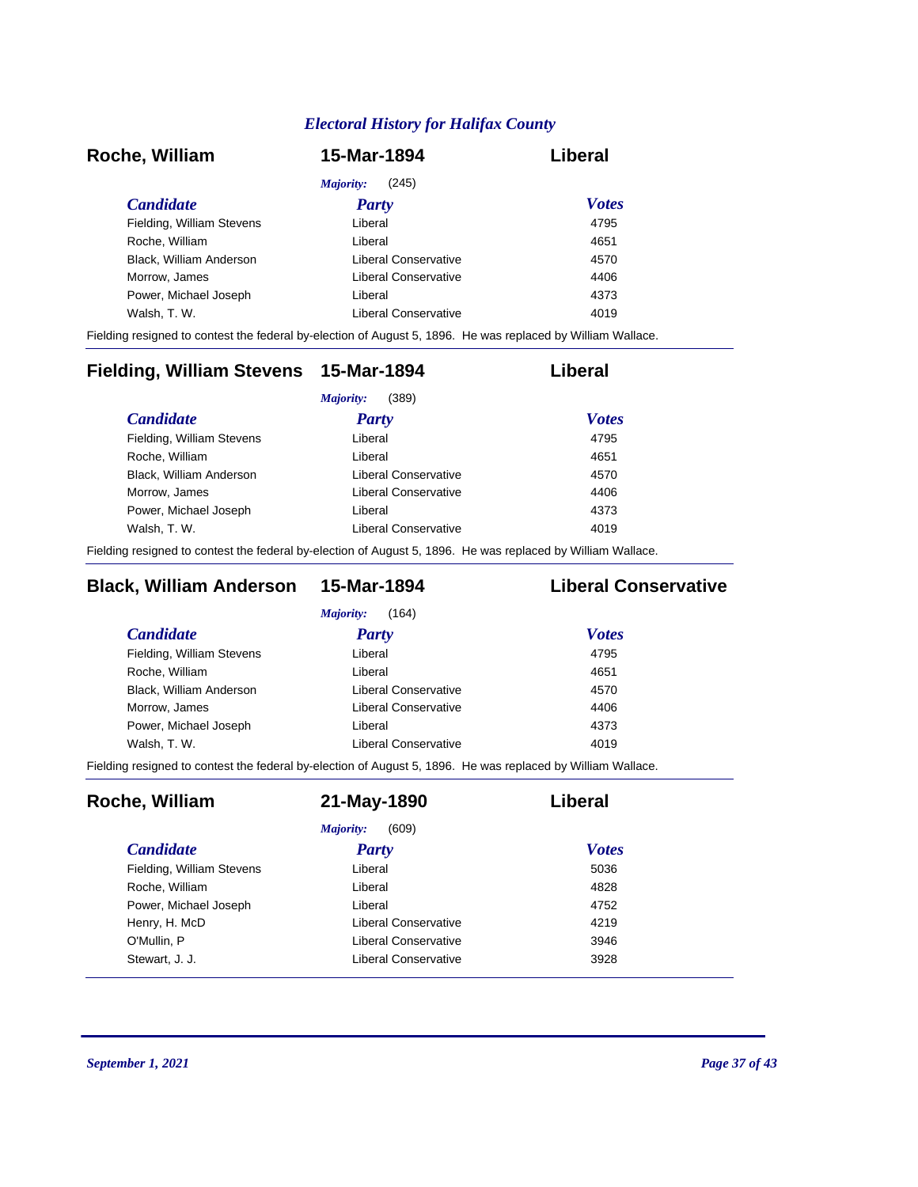### Roche, William — 15-Mar-1894 — Liberal

*Majority:* (245)

| Candidate | Party | Votes |
|---|---|---|
| Fielding, William Stevens | Liberal | 4795 |
| Roche, William | Liberal | 4651 |
| Black, William Anderson | Liberal Conservative | 4570 |
| Morrow, James | Liberal Conservative | 4406 |
| Power, Michael Joseph | Liberal | 4373 |
| Walsh, T. W. | Liberal Conservative | 4019 |

Fielding resigned to contest the federal by-election of August 5, 1896. He was replaced by William Wallace.

### Fielding, William Stevens — 15-Mar-1894 — Liberal

*Majority:* (389)

| Candidate | Party | Votes |
|---|---|---|
| Fielding, William Stevens | Liberal | 4795 |
| Roche, William | Liberal | 4651 |
| Black, William Anderson | Liberal Conservative | 4570 |
| Morrow, James | Liberal Conservative | 4406 |
| Power, Michael Joseph | Liberal | 4373 |
| Walsh, T. W. | Liberal Conservative | 4019 |

Fielding resigned to contest the federal by-election of August 5, 1896. He was replaced by William Wallace.

### Black, William Anderson — 15-Mar-1894 — Liberal Conservative

*Majority:* (164)

| Candidate | Party | Votes |
|---|---|---|
| Fielding, William Stevens | Liberal | 4795 |
| Roche, William | Liberal | 4651 |
| Black, William Anderson | Liberal Conservative | 4570 |
| Morrow, James | Liberal Conservative | 4406 |
| Power, Michael Joseph | Liberal | 4373 |
| Walsh, T. W. | Liberal Conservative | 4019 |

Fielding resigned to contest the federal by-election of August 5, 1896. He was replaced by William Wallace.

### Roche, William — 21-May-1890 — Liberal

*Majority:* (609)

| Candidate | Party | Votes |
|---|---|---|
| Fielding, William Stevens | Liberal | 5036 |
| Roche, William | Liberal | 4828 |
| Power, Michael Joseph | Liberal | 4752 |
| Henry, H. McD | Liberal Conservative | 4219 |
| O'Mullin, P | Liberal Conservative | 3946 |
| Stewart, J. J. | Liberal Conservative | 3928 |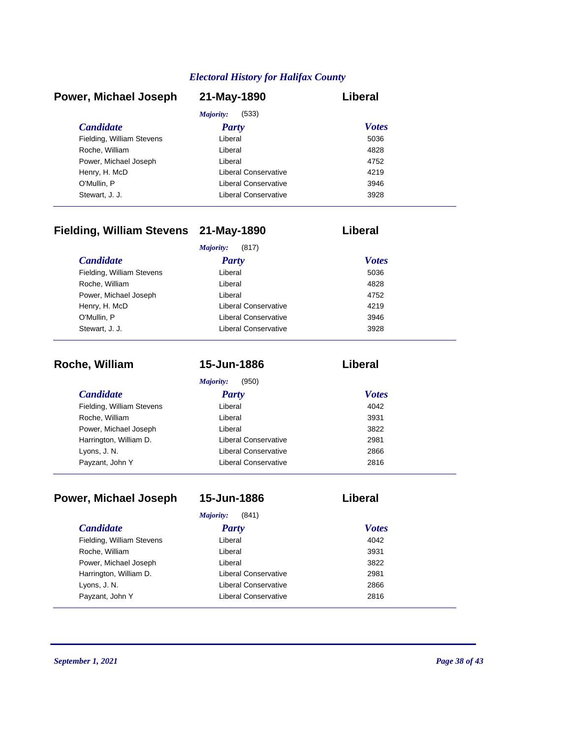## Power, Michael Joseph — 21-May-1890 — Liberal

*Majority:* (533)

| Candidate | Party | Votes |
|---|---|---|
| Fielding, William Stevens | Liberal | 5036 |
| Roche, William | Liberal | 4828 |
| Power, Michael Joseph | Liberal | 4752 |
| Henry, H. McD | Liberal Conservative | 4219 |
| O'Mullin, P | Liberal Conservative | 3946 |
| Stewart, J. J. | Liberal Conservative | 3928 |

## Fielding, William Stevens — 21-May-1890 — Liberal

*Majority:* (817)

| Candidate | Party | Votes |
|---|---|---|
| Fielding, William Stevens | Liberal | 5036 |
| Roche, William | Liberal | 4828 |
| Power, Michael Joseph | Liberal | 4752 |
| Henry, H. McD | Liberal Conservative | 4219 |
| O'Mullin, P | Liberal Conservative | 3946 |
| Stewart, J. J. | Liberal Conservative | 3928 |

## Roche, William — 15-Jun-1886 — Liberal

*Majority:* (950)

| Candidate | Party | Votes |
|---|---|---|
| Fielding, William Stevens | Liberal | 4042 |
| Roche, William | Liberal | 3931 |
| Power, Michael Joseph | Liberal | 3822 |
| Harrington, William D. | Liberal Conservative | 2981 |
| Lyons, J. N. | Liberal Conservative | 2866 |
| Payzant, John Y | Liberal Conservative | 2816 |

## Power, Michael Joseph — 15-Jun-1886 — Liberal

*Majority:* (841)

| Candidate | Party | Votes |
|---|---|---|
| Fielding, William Stevens | Liberal | 4042 |
| Roche, William | Liberal | 3931 |
| Power, Michael Joseph | Liberal | 3822 |
| Harrington, William D. | Liberal Conservative | 2981 |
| Lyons, J. N. | Liberal Conservative | 2866 |
| Payzant, John Y | Liberal Conservative | 2816 |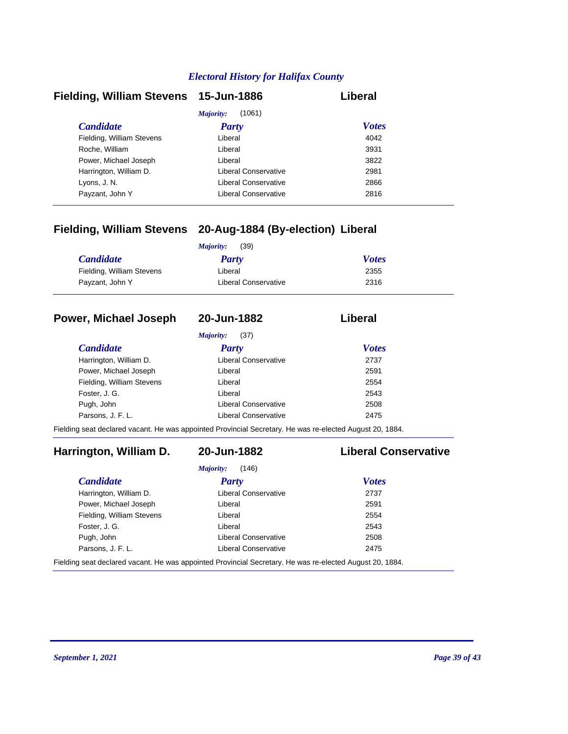## Fielding, William Stevens — 15-Jun-1886 — Liberal

*Majority:* (1061)

| Candidate | Party | Votes |
|---|---|---|
| Fielding, William Stevens | Liberal | 4042 |
| Roche, William | Liberal | 3931 |
| Power, Michael Joseph | Liberal | 3822 |
| Harrington, William D. | Liberal Conservative | 2981 |
| Lyons, J. N. | Liberal Conservative | 2866 |
| Payzant, John Y | Liberal Conservative | 2816 |

## Fielding, William Stevens — 20-Aug-1884 (By-election) — Liberal

*Majority:* (39)

| Candidate | Party | Votes |
|---|---|---|
| Fielding, William Stevens | Liberal | 2355 |
| Payzant, John Y | Liberal Conservative | 2316 |

## Power, Michael Joseph — 20-Jun-1882 — Liberal

*Majority:* (37)

| Candidate | Party | Votes |
|---|---|---|
| Harrington, William D. | Liberal Conservative | 2737 |
| Power, Michael Joseph | Liberal | 2591 |
| Fielding, William Stevens | Liberal | 2554 |
| Foster, J. G. | Liberal | 2543 |
| Pugh, John | Liberal Conservative | 2508 |
| Parsons, J. F. L. | Liberal Conservative | 2475 |

Fielding seat declared vacant. He was appointed Provincial Secretary. He was re-elected August 20, 1884.

## Harrington, William D. — 20-Jun-1882 — Liberal Conservative

*Majority:* (146)

| Candidate | Party | Votes |
|---|---|---|
| Harrington, William D. | Liberal Conservative | 2737 |
| Power, Michael Joseph | Liberal | 2591 |
| Fielding, William Stevens | Liberal | 2554 |
| Foster, J. G. | Liberal | 2543 |
| Pugh, John | Liberal Conservative | 2508 |
| Parsons, J. F. L. | Liberal Conservative | 2475 |

Fielding seat declared vacant. He was appointed Provincial Secretary. He was re-elected August 20, 1884.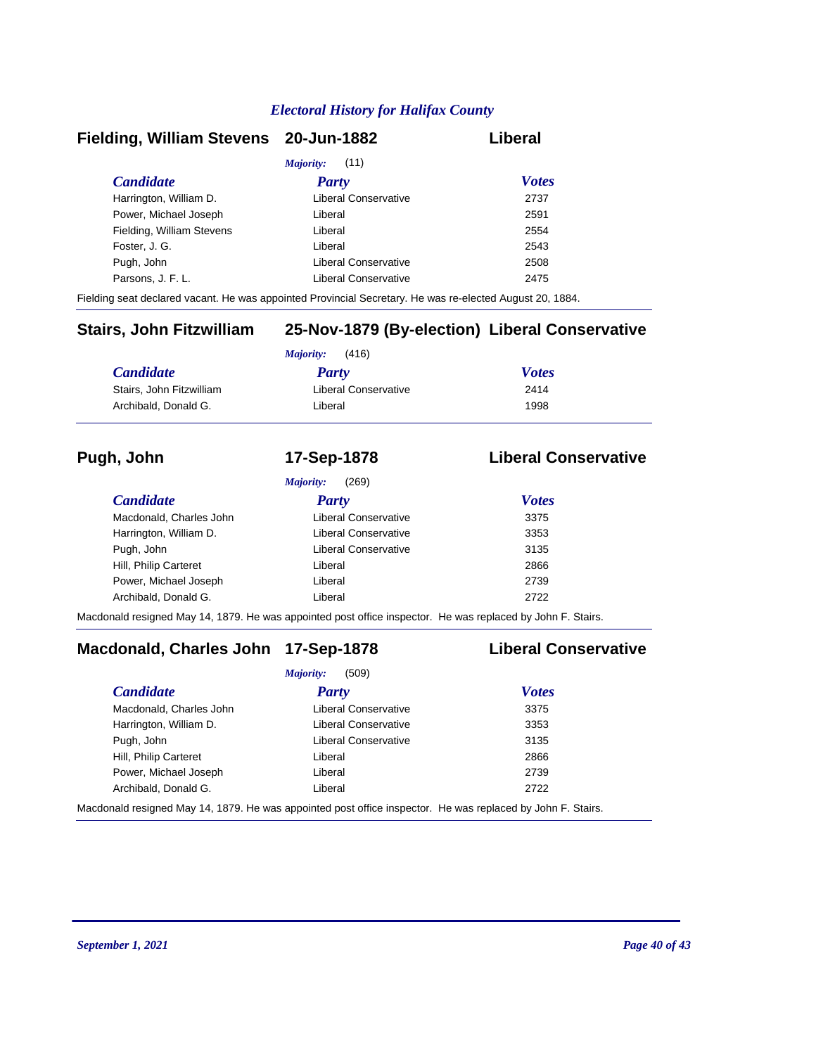## Fielding, William Stevens — 20-Jun-1882 — Liberal

*Majority:* (11)

| Candidate | Party | Votes |
|---|---|---|
| Harrington, William D. | Liberal Conservative | 2737 |
| Power, Michael Joseph | Liberal | 2591 |
| Fielding, William Stevens | Liberal | 2554 |
| Foster, J. G. | Liberal | 2543 |
| Pugh, John | Liberal Conservative | 2508 |
| Parsons, J. F. L. | Liberal Conservative | 2475 |

Fielding seat declared vacant. He was appointed Provincial Secretary. He was re-elected August 20, 1884.

## Stairs, John Fitzwilliam — 25-Nov-1879 (By-election) — Liberal Conservative

*Majority:* (416)

| Candidate | Party | Votes |
|---|---|---|
| Stairs, John Fitzwilliam | Liberal Conservative | 2414 |
| Archibald, Donald G. | Liberal | 1998 |

## Pugh, John — 17-Sep-1878 — Liberal Conservative

*Majority:* (269)

| Candidate | Party | Votes |
|---|---|---|
| Macdonald, Charles John | Liberal Conservative | 3375 |
| Harrington, William D. | Liberal Conservative | 3353 |
| Pugh, John | Liberal Conservative | 3135 |
| Hill, Philip Carteret | Liberal | 2866 |
| Power, Michael Joseph | Liberal | 2739 |
| Archibald, Donald G. | Liberal | 2722 |

Macdonald resigned May 14, 1879. He was appointed post office inspector. He was replaced by John F. Stairs.

## Macdonald, Charles John — 17-Sep-1878 — Liberal Conservative

*Majority:* (509)

| Candidate | Party | Votes |
|---|---|---|
| Macdonald, Charles John | Liberal Conservative | 3375 |
| Harrington, William D. | Liberal Conservative | 3353 |
| Pugh, John | Liberal Conservative | 3135 |
| Hill, Philip Carteret | Liberal | 2866 |
| Power, Michael Joseph | Liberal | 2739 |
| Archibald, Donald G. | Liberal | 2722 |

Macdonald resigned May 14, 1879. He was appointed post office inspector. He was replaced by John F. Stairs.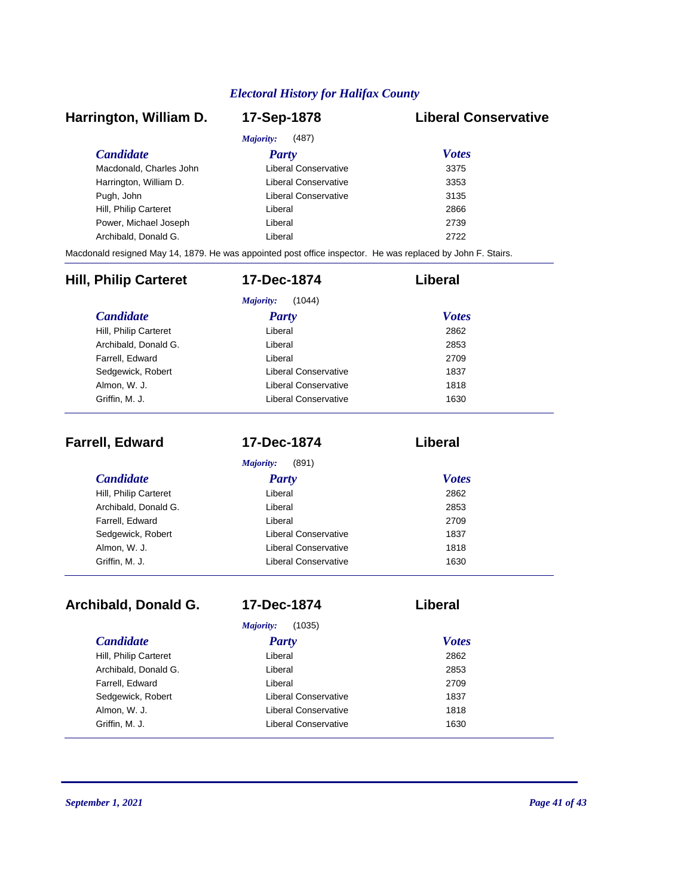## Harrington, William D. — 17-Sep-1878 — Liberal Conservative

*Majority:* (487)

| Candidate | Party | Votes |
|---|---|---|
| Macdonald, Charles John | Liberal Conservative | 3375 |
| Harrington, William D. | Liberal Conservative | 3353 |
| Pugh, John | Liberal Conservative | 3135 |
| Hill, Philip Carteret | Liberal | 2866 |
| Power, Michael Joseph | Liberal | 2739 |
| Archibald, Donald G. | Liberal | 2722 |

Macdonald resigned May 14, 1879. He was appointed post office inspector. He was replaced by John F. Stairs.

## Hill, Philip Carteret — 17-Dec-1874 — Liberal

*Majority:* (1044)

| Candidate | Party | Votes |
|---|---|---|
| Hill, Philip Carteret | Liberal | 2862 |
| Archibald, Donald G. | Liberal | 2853 |
| Farrell, Edward | Liberal | 2709 |
| Sedgewick, Robert | Liberal Conservative | 1837 |
| Almon, W. J. | Liberal Conservative | 1818 |
| Griffin, M. J. | Liberal Conservative | 1630 |

## Farrell, Edward — 17-Dec-1874 — Liberal

*Majority:* (891)

| Candidate | Party | Votes |
|---|---|---|
| Hill, Philip Carteret | Liberal | 2862 |
| Archibald, Donald G. | Liberal | 2853 |
| Farrell, Edward | Liberal | 2709 |
| Sedgewick, Robert | Liberal Conservative | 1837 |
| Almon, W. J. | Liberal Conservative | 1818 |
| Griffin, M. J. | Liberal Conservative | 1630 |

## Archibald, Donald G. — 17-Dec-1874 — Liberal

*Majority:* (1035)

| Candidate | Party | Votes |
|---|---|---|
| Hill, Philip Carteret | Liberal | 2862 |
| Archibald, Donald G. | Liberal | 2853 |
| Farrell, Edward | Liberal | 2709 |
| Sedgewick, Robert | Liberal Conservative | 1837 |
| Almon, W. J. | Liberal Conservative | 1818 |
| Griffin, M. J. | Liberal Conservative | 1630 |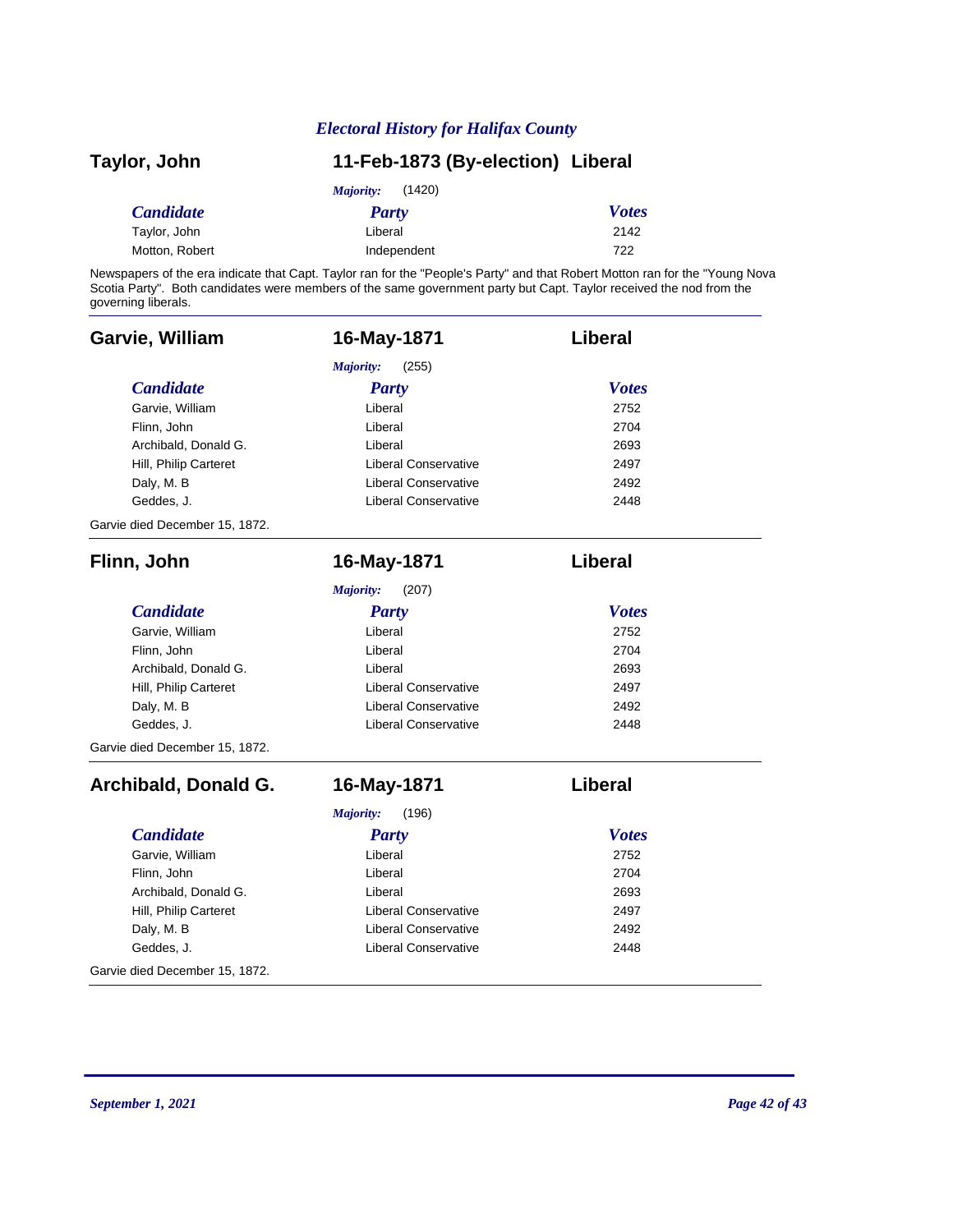## Taylor, John — 11-Feb-1873 (By-election) — Liberal

*Majority:* (1420)

| *Candidate* | *Party* | *Votes* |
|---|---|---|
| Taylor, John | Liberal | 2142 |
| Motton, Robert | Independent | 722 |

Newspapers of the era indicate that Capt. Taylor ran for the "People's Party" and that Robert Motton ran for the "Young Nova Scotia Party". Both candidates were members of the same government party but Capt. Taylor received the nod from the governing liberals.

---

## Garvie, William — 16-May-1871 — Liberal

*Majority:* (255)

| *Candidate* | *Party* | *Votes* |
|---|---|---|
| Garvie, William | Liberal | 2752 |
| Flinn, John | Liberal | 2704 |
| Archibald, Donald G. | Liberal | 2693 |
| Hill, Philip Carteret | Liberal Conservative | 2497 |
| Daly, M. B | Liberal Conservative | 2492 |
| Geddes, J. | Liberal Conservative | 2448 |

Garvie died December 15, 1872.

---

## Flinn, John — 16-May-1871 — Liberal

*Majority:* (207)

| *Candidate* | *Party* | *Votes* |
|---|---|---|
| Garvie, William | Liberal | 2752 |
| Flinn, John | Liberal | 2704 |
| Archibald, Donald G. | Liberal | 2693 |
| Hill, Philip Carteret | Liberal Conservative | 2497 |
| Daly, M. B | Liberal Conservative | 2492 |
| Geddes, J. | Liberal Conservative | 2448 |

Garvie died December 15, 1872.

---

## Archibald, Donald G. — 16-May-1871 — Liberal

*Majority:* (196)

| *Candidate* | *Party* | *Votes* |
|---|---|---|
| Garvie, William | Liberal | 2752 |
| Flinn, John | Liberal | 2704 |
| Archibald, Donald G. | Liberal | 2693 |
| Hill, Philip Carteret | Liberal Conservative | 2497 |
| Daly, M. B | Liberal Conservative | 2492 |
| Geddes, J. | Liberal Conservative | 2448 |

Garvie died December 15, 1872.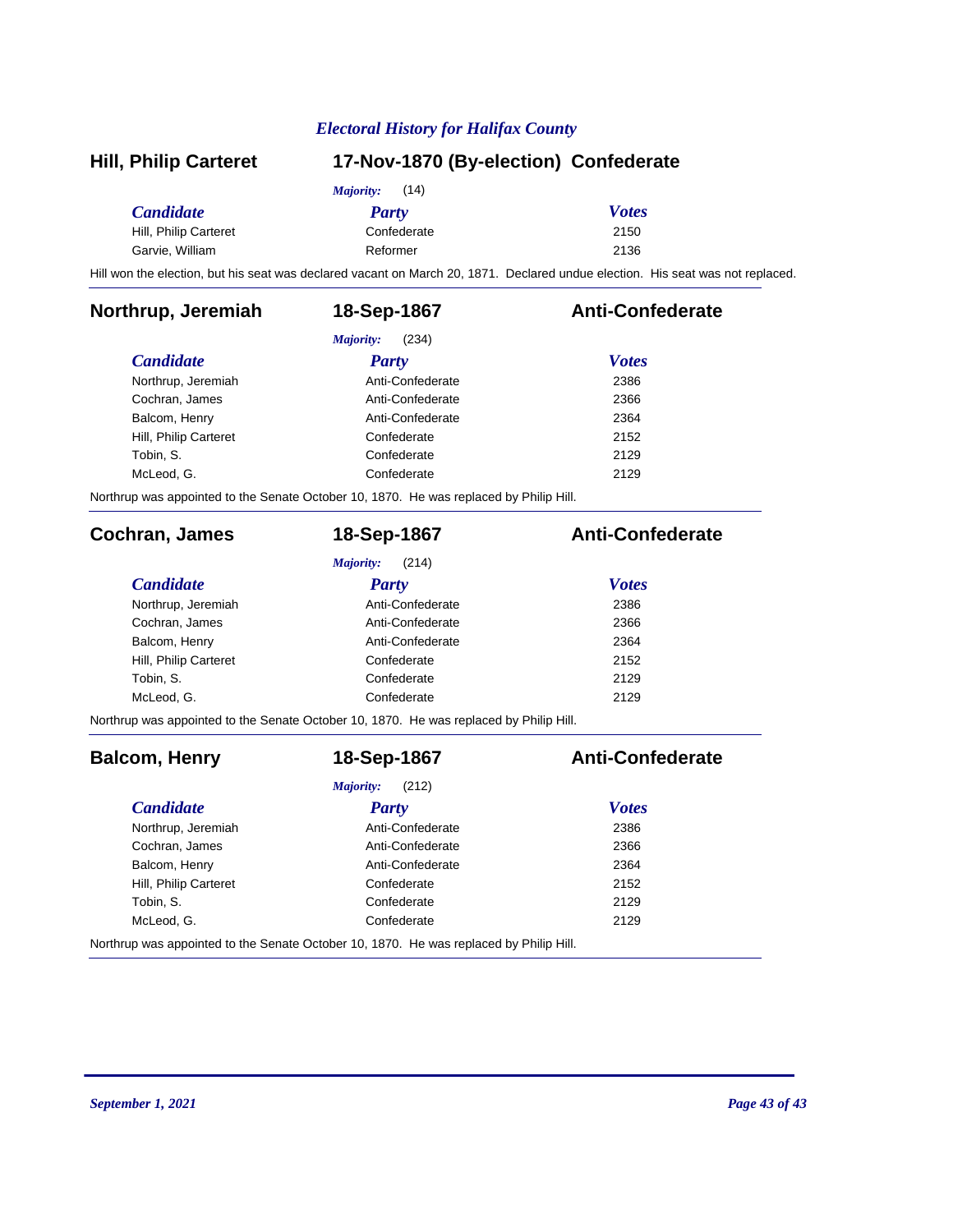## Hill, Philip Carteret — 17-Nov-1870 (By-election) — Confederate

*Majority:* (14)

| *Candidate* | *Party* | *Votes* |
| --- | --- | --- |
| Hill, Philip Carteret | Confederate | 2150 |
| Garvie, William | Reformer | 2136 |

Hill won the election, but his seat was declared vacant on March 20, 1871. Declared undue election. His seat was not replaced.

## Northrup, Jeremiah — 18-Sep-1867 — Anti-Confederate

*Majority:* (234)

| *Candidate* | *Party* | *Votes* |
| --- | --- | --- |
| Northrup, Jeremiah | Anti-Confederate | 2386 |
| Cochran, James | Anti-Confederate | 2366 |
| Balcom, Henry | Anti-Confederate | 2364 |
| Hill, Philip Carteret | Confederate | 2152 |
| Tobin, S. | Confederate | 2129 |
| McLeod, G. | Confederate | 2129 |

Northrup was appointed to the Senate October 10, 1870. He was replaced by Philip Hill.

## Cochran, James — 18-Sep-1867 — Anti-Confederate

*Majority:* (214)

| *Candidate* | *Party* | *Votes* |
| --- | --- | --- |
| Northrup, Jeremiah | Anti-Confederate | 2386 |
| Cochran, James | Anti-Confederate | 2366 |
| Balcom, Henry | Anti-Confederate | 2364 |
| Hill, Philip Carteret | Confederate | 2152 |
| Tobin, S. | Confederate | 2129 |
| McLeod, G. | Confederate | 2129 |

Northrup was appointed to the Senate October 10, 1870. He was replaced by Philip Hill.

## Balcom, Henry — 18-Sep-1867 — Anti-Confederate

*Majority:* (212)

| *Candidate* | *Party* | *Votes* |
| --- | --- | --- |
| Northrup, Jeremiah | Anti-Confederate | 2386 |
| Cochran, James | Anti-Confederate | 2366 |
| Balcom, Henry | Anti-Confederate | 2364 |
| Hill, Philip Carteret | Confederate | 2152 |
| Tobin, S. | Confederate | 2129 |
| McLeod, G. | Confederate | 2129 |

Northrup was appointed to the Senate October 10, 1870. He was replaced by Philip Hill.